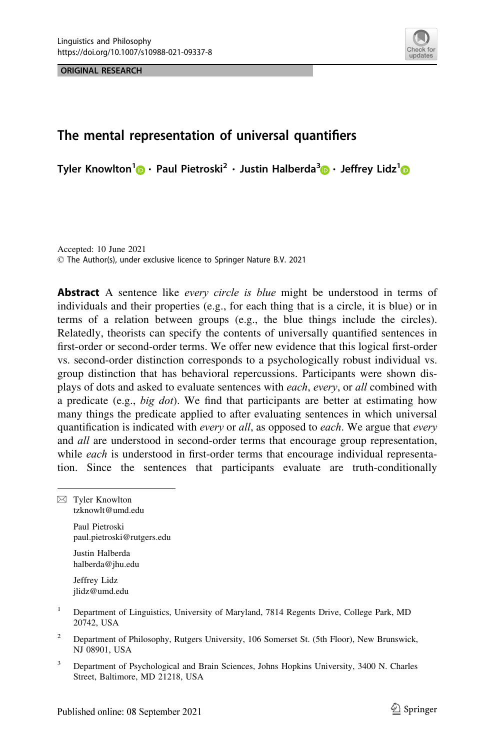Linguistics and Philosophy
https://doi.org/10.1007/s10988-021-09337-8

ORIGINAL RESEARCH

# The mental representation of universal quantifiers

**Tyler Knowlton[1] · Paul Pietroski[2] · Justin Halberda[3] · Jeffrey Lidz[1]**

Accepted: 10 June 2021
© The Author(s), under exclusive licence to Springer Nature B.V. 2021

**Abstract** A sentence like *every circle is blue* might be understood in terms of individuals and their properties (e.g., for each thing that is a circle, it is blue) or in terms of a relation between groups (e.g., the blue things include the circles). Relatedly, theorists can specify the contents of universally quantified sentences in first-order or second-order terms. We offer new evidence that this logical first-order vs. second-order distinction corresponds to a psychologically robust individual vs. group distinction that has behavioral repercussions. Participants were shown displays of dots and asked to evaluate sentences with *each*, *every*, or *all* combined with a predicate (e.g., *big dot*). We find that participants are better at estimating how many things the predicate applied to after evaluating sentences in which universal quantification is indicated with *every* or *all*, as opposed to *each*. We argue that *every* and *all* are understood in second-order terms that encourage group representation, while *each* is understood in first-order terms that encourage individual representation. Since the sentences that participants evaluate are truth-conditionally

✉ Tyler Knowlton
tzknowlt@umd.edu

Paul Pietroski
paul.pietroski@rutgers.edu

Justin Halberda
halberda@jhu.edu

Jeffrey Lidz
jlidz@umd.edu

[1] Department of Linguistics, University of Maryland, 7814 Regents Drive, College Park, MD 20742, USA

[2] Department of Philosophy, Rutgers University, 106 Somerset St. (5th Floor), New Brunswick, NJ 08901, USA

[3] Department of Psychological and Brain Sciences, Johns Hopkins University, 3400 N. Charles Street, Baltimore, MD 21218, USA

Published online: 08 September 2021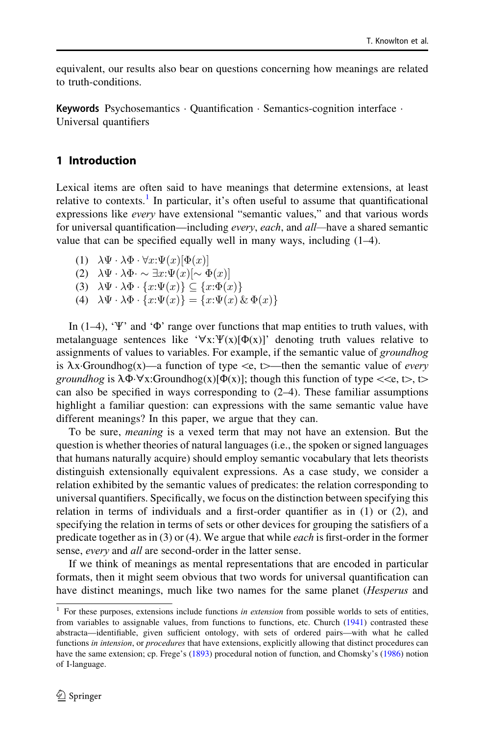equivalent, our results also bear on questions concerning how meanings are related to truth-conditions.

**Keywords** Psychosemantics · Quantification · Semantics-cognition interface · Universal quantifiers

## 1 Introduction

Lexical items are often said to have meanings that determine extensions, at least relative to contexts.[1] In particular, it's often useful to assume that quantificational expressions like *every* have extensional "semantic values," and that various words for universal quantification—including *every*, *each*, and *all*—have a shared semantic value that can be specified equally well in many ways, including (1–4).

(1) $\lambda\Psi \cdot \lambda\Phi \cdot \forall x{:}\Psi(x)[\Phi(x)]$

(2) $\lambda\Psi \cdot \lambda\Phi \cdot \sim \exists x{:}\Psi(x)[\sim \Phi(x)]$

(3) $\lambda\Psi \cdot \lambda\Phi \cdot \{x{:}\Psi(x)\} \subseteq \{x{:}\Phi(x)\}$

(4) $\lambda\Psi \cdot \lambda\Phi \cdot \{x{:}\Psi(x)\} = \{x{:}\Psi(x)\,\&\,\Phi(x)\}$

In (1–4), '$\Psi$' and '$\Phi$' range over functions that map entities to truth values, with metalanguage sentences like '$\forall x{:}\Psi(x)[\Phi(x)]$' denoting truth values relative to assignments of values to variables. For example, if the semantic value of *groundhog* is $\lambda x \cdot \text{Groundhog}(x)$—a function of type <e, t>—then the semantic value of *every groundhog* is $\lambda\Phi \cdot \forall x{:}\text{Groundhog}(x)[\Phi(x)]$; though this function of type <<e, t>, t> can also be specified in ways corresponding to (2–4). These familiar assumptions highlight a familiar question: can expressions with the same semantic value have different meanings? In this paper, we argue that they can.

To be sure, *meaning* is a vexed term that may not have an extension. But the question is whether theories of natural languages (i.e., the spoken or signed languages that humans naturally acquire) should employ semantic vocabulary that lets theorists distinguish extensionally equivalent expressions. As a case study, we consider a relation exhibited by the semantic values of predicates: the relation corresponding to universal quantifiers. Specifically, we focus on the distinction between specifying this relation in terms of individuals and a first-order quantifier as in (1) or (2), and specifying the relation in terms of sets or other devices for grouping the satisfiers of a predicate together as in (3) or (4). We argue that while *each* is first-order in the former sense, *every* and *all* are second-order in the latter sense.

If we think of meanings as mental representations that are encoded in particular formats, then it might seem obvious that two words for universal quantification can have distinct meanings, much like two names for the same planet (*Hesperus* and

[1] For these purposes, extensions include functions *in extension* from possible worlds to sets of entities, from variables to assignable values, from functions to functions, etc. Church (1941) contrasted these abstracta—identifiable, given sufficient ontology, with sets of ordered pairs—with what he called functions *in intension*, or *procedures* that have extensions, explicitly allowing that distinct procedures can have the same extension; cp. Frege's (1893) procedural notion of function, and Chomsky's (1986) notion of I-language.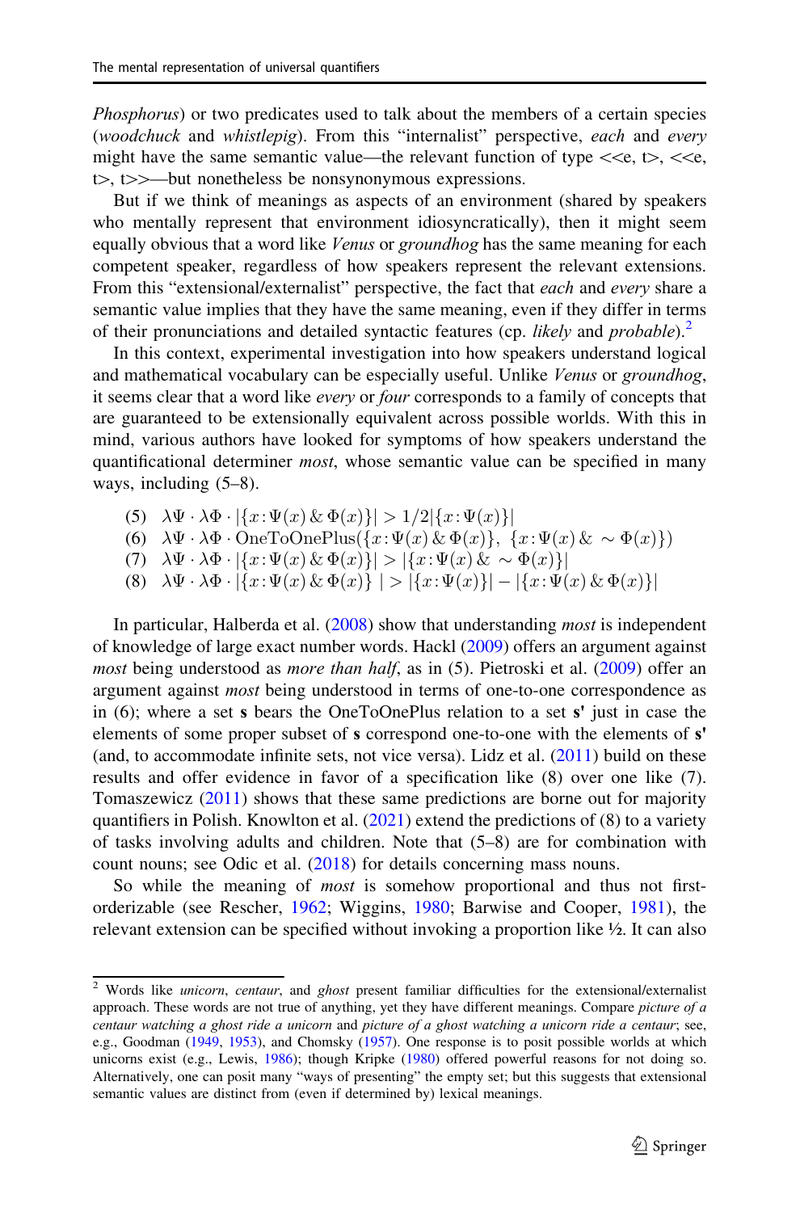*Phosphorus*) or two predicates used to talk about the members of a certain species (*woodchuck* and *whistlepig*). From this "internalist" perspective, *each* and *every* might have the same semantic value—the relevant function of type <<e, t>, <<e, t>, t>>—but nonetheless be nonsynonymous expressions.

But if we think of meanings as aspects of an environment (shared by speakers who mentally represent that environment idiosyncratically), then it might seem equally obvious that a word like *Venus* or *groundhog* has the same meaning for each competent speaker, regardless of how speakers represent the relevant extensions. From this "extensional/externalist" perspective, the fact that *each* and *every* share a semantic value implies that they have the same meaning, even if they differ in terms of their pronunciations and detailed syntactic features (cp. *likely* and *probable*).[2]

In this context, experimental investigation into how speakers understand logical and mathematical vocabulary can be especially useful. Unlike *Venus* or *groundhog*, it seems clear that a word like *every* or *four* corresponds to a family of concepts that are guaranteed to be extensionally equivalent across possible worlds. With this in mind, various authors have looked for symptoms of how speakers understand the quantificational determiner *most*, whose semantic value can be specified in many ways, including (5–8).

(5) $\lambda\Psi \cdot \lambda\Phi \cdot |\{x : \Psi(x) \,\&\, \Phi(x)\}| > 1/2|\{x : \Psi(x)\}|$

(6) $\lambda\Psi \cdot \lambda\Phi \cdot \text{OneToOnePlus}(\{x : \Psi(x) \,\&\, \Phi(x)\},\ \{x : \Psi(x) \,\&\, \sim \Phi(x)\})$

(7) $\lambda\Psi \cdot \lambda\Phi \cdot |\{x : \Psi(x) \,\&\, \Phi(x)\}| > |\{x : \Psi(x) \,\&\, \sim \Phi(x)\}|$

(8) $\lambda\Psi \cdot \lambda\Phi \cdot |\{x : \Psi(x) \,\&\, \Phi(x)\}\ | > |\{x : \Psi(x)\}| - |\{x : \Psi(x) \,\&\, \Phi(x)\}|$

In particular, Halberda et al. (2008) show that understanding *most* is independent of knowledge of large exact number words. Hackl (2009) offers an argument against *most* being understood as *more than half*, as in (5). Pietroski et al. (2009) offer an argument against *most* being understood in terms of one-to-one correspondence as in (6); where a set **s** bears the OneToOnePlus relation to a set **s'** just in case the elements of some proper subset of **s** correspond one-to-one with the elements of **s'** (and, to accommodate infinite sets, not vice versa). Lidz et al. (2011) build on these results and offer evidence in favor of a specification like (8) over one like (7). Tomaszewicz (2011) shows that these same predictions are borne out for majority quantifiers in Polish. Knowlton et al. (2021) extend the predictions of (8) to a variety of tasks involving adults and children. Note that (5–8) are for combination with count nouns; see Odic et al. (2018) for details concerning mass nouns.

So while the meaning of *most* is somehow proportional and thus not first-orderizable (see Rescher, 1962; Wiggins, 1980; Barwise and Cooper, 1981), the relevant extension can be specified without invoking a proportion like ½. It can also

[2] Words like *unicorn*, *centaur*, and *ghost* present familiar difficulties for the extensional/externalist approach. These words are not true of anything, yet they have different meanings. Compare *picture of a centaur watching a ghost ride a unicorn* and *picture of a ghost watching a unicorn ride a centaur*; see, e.g., Goodman (1949, 1953), and Chomsky (1957). One response is to posit possible worlds at which unicorns exist (e.g., Lewis, 1986); though Kripke (1980) offered powerful reasons for not doing so. Alternatively, one can posit many "ways of presenting" the empty set; but this suggests that extensional semantic values are distinct from (even if determined by) lexical meanings.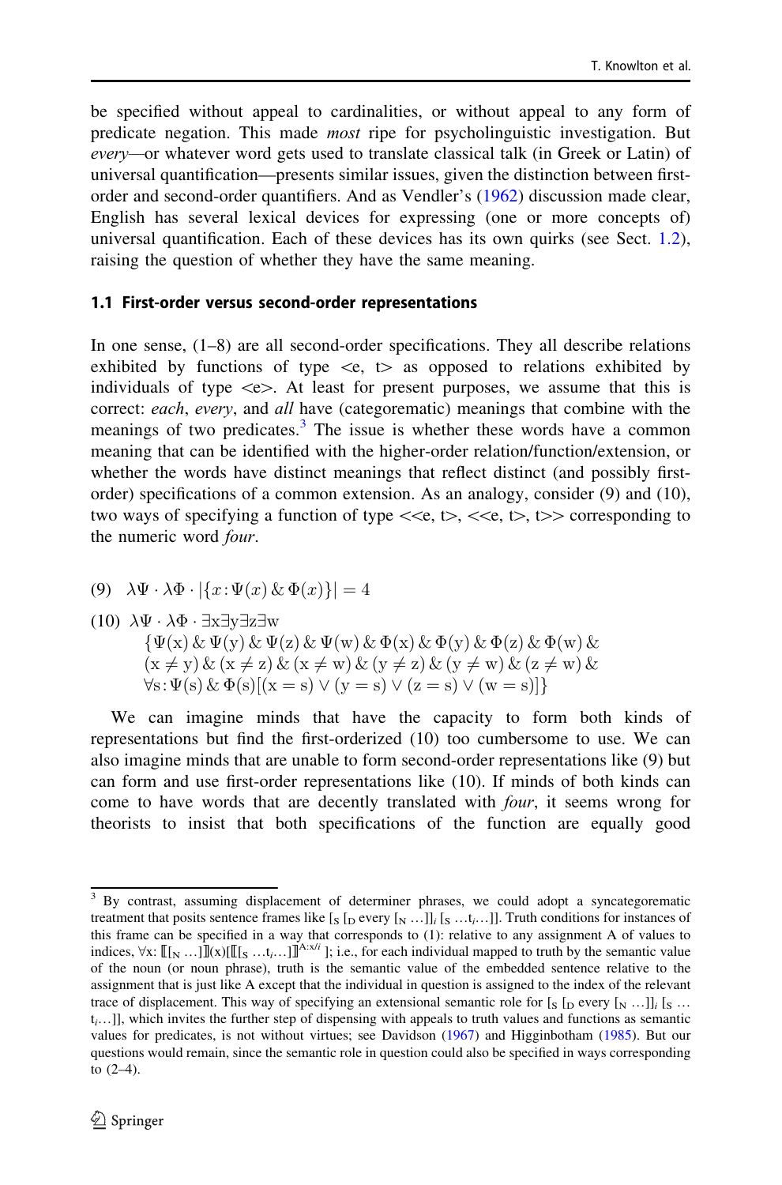be specified without appeal to cardinalities, or without appeal to any form of predicate negation. This made *most* ripe for psycholinguistic investigation. But *every*—or whatever word gets used to translate classical talk (in Greek or Latin) of universal quantification—presents similar issues, given the distinction between first-order and second-order quantifiers. And as Vendler's (1962) discussion made clear, English has several lexical devices for expressing (one or more concepts of) universal quantification. Each of these devices has its own quirks (see Sect. 1.2), raising the question of whether they have the same meaning.

### 1.1 First-order versus second-order representations

In one sense, (1–8) are all second-order specifications. They all describe relations exhibited by functions of type <e, t> as opposed to relations exhibited by individuals of type <e>. At least for present purposes, we assume that this is correct: *each*, *every*, and *all* have (categorematic) meanings that combine with the meanings of two predicates.[3] The issue is whether these words have a common meaning that can be identified with the higher-order relation/function/extension, or whether the words have distinct meanings that reflect distinct (and possibly first-order) specifications of a common extension. As an analogy, consider (9) and (10), two ways of specifying a function of type <<e, t>, <<e, t>, t>> corresponding to the numeric word *four*.

(9) $\lambda\Psi \cdot \lambda\Phi \cdot |\{x : \Psi(x) \,\&\, \Phi(x)\}| = 4$

(10) $\lambda\Psi \cdot \lambda\Phi \cdot \exists x \exists y \exists z \exists w$
$\{\Psi(x) \,\&\, \Psi(y) \,\&\, \Psi(z) \,\&\, \Psi(w) \,\&\, \Phi(x) \,\&\, \Phi(y) \,\&\, \Phi(z) \,\&\, \Phi(w) \,\&$
$(x \neq y) \,\&\, (x \neq z) \,\&\, (x \neq w) \,\&\, (y \neq z) \,\&\, (y \neq w) \,\&\, (z \neq w) \,\&$
$\forall s : \Psi(s) \,\&\, \Phi(s)[(x = s) \vee (y = s) \vee (z = s) \vee (w = s)]\}$

We can imagine minds that have the capacity to form both kinds of representations but find the first-orderized (10) too cumbersome to use. We can also imagine minds that are unable to form second-order representations like (9) but can form and use first-order representations like (10). If minds of both kinds can come to have words that are decently translated with *four*, it seems wrong for theorists to insist that both specifications of the function are equally good

---

[3] By contrast, assuming displacement of determiner phrases, we could adopt a syncategorematic treatment that posits sentence frames like $[_S [_D \text{ every } [_N \ldots]]_i [_S \ldots t_i \ldots]]$. Truth conditions for instances of this frame can be specified in a way that corresponds to (1): relative to any assignment A of values to indices, $\forall x$: $[\![[_N \ldots]]\!](x)[[\![[_S \ldots t_i \ldots]]\!]^{A:x/i}]$; i.e., for each individual mapped to truth by the semantic value of the noun (or noun phrase), truth is the semantic value of the embedded sentence relative to the assignment that is just like A except that the individual in question is assigned to the index of the relevant trace of displacement. This way of specifying an extensional semantic role for $[_S [_D \text{ every } [_N \ldots]]_i [_S \ldots t_i \ldots]]$, which invites the further step of dispensing with appeals to truth values and functions as semantic values for predicates, is not without virtues; see Davidson (1967) and Higginbotham (1985). But our questions would remain, since the semantic role in question could also be specified in ways corresponding to (2–4).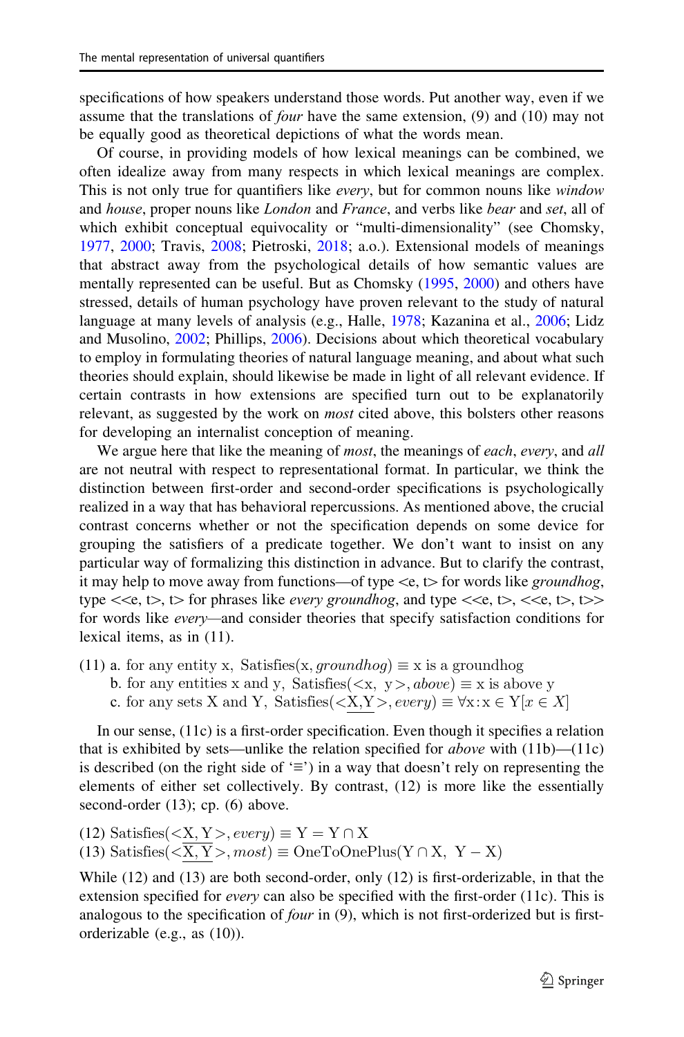specifications of how speakers understand those words. Put another way, even if we assume that the translations of *four* have the same extension, (9) and (10) may not be equally good as theoretical depictions of what the words mean.

Of course, in providing models of how lexical meanings can be combined, we often idealize away from many respects in which lexical meanings are complex. This is not only true for quantifiers like *every*, but for common nouns like *window* and *house*, proper nouns like *London* and *France*, and verbs like *bear* and *set*, all of which exhibit conceptual equivocality or "multi-dimensionality" (see Chomsky, 1977, 2000; Travis, 2008; Pietroski, 2018; a.o.). Extensional models of meanings that abstract away from the psychological details of how semantic values are mentally represented can be useful. But as Chomsky (1995, 2000) and others have stressed, details of human psychology have proven relevant to the study of natural language at many levels of analysis (e.g., Halle, 1978; Kazanina et al., 2006; Lidz and Musolino, 2002; Phillips, 2006). Decisions about which theoretical vocabulary to employ in formulating theories of natural language meaning, and about what such theories should explain, should likewise be made in light of all relevant evidence. If certain contrasts in how extensions are specified turn out to be explanatorily relevant, as suggested by the work on *most* cited above, this bolsters other reasons for developing an internalist conception of meaning.

We argue here that like the meaning of *most*, the meanings of *each*, *every*, and *all* are not neutral with respect to representational format. In particular, we think the distinction between first-order and second-order specifications is psychologically realized in a way that has behavioral repercussions. As mentioned above, the crucial contrast concerns whether or not the specification depends on some device for grouping the satisfiers of a predicate together. We don't want to insist on any particular way of formalizing this distinction in advance. But to clarify the contrast, it may help to move away from functions—of type <e, t> for words like *groundhog*, type <<e, t>, t> for phrases like *every groundhog*, and type <<e, t>, <<e, t>, t>> for words like *every*—and consider theories that specify satisfaction conditions for lexical items, as in (11).

(11) a. for any entity x, $\text{Satisfies}(x, \textit{groundhog}) \equiv$ x is a groundhog
b. for any entities x and y, $\text{Satisfies}(<x,\ y>, \textit{above}) \equiv$ x is above y
c. for any sets X and Y, $\text{Satisfies}(<\underline{X,Y}>, \textit{every}) \equiv \forall x{:}x \in Y[x \in X]$

In our sense, (11c) is a first-order specification. Even though it specifies a relation that is exhibited by sets—unlike the relation specified for *above* with (11b)—(11c) is described (on the right side of '≡') in a way that doesn't rely on representing the elements of either set collectively. By contrast, (12) is more like the essentially second-order (13); cp. (6) above.

(12) $\text{Satisfies}(<\underline{X, Y}>, \textit{every}) \equiv Y = Y \cap X$
(13) $\text{Satisfies}(<\underline{X, Y}>, \textit{most}) \equiv \text{OneToOnePlus}(Y \cap X,\ Y - X)$

While (12) and (13) are both second-order, only (12) is first-orderizable, in that the extension specified for *every* can also be specified with the first-order (11c). This is analogous to the specification of *four* in (9), which is not first-orderized but is first-orderizable (e.g., as (10)).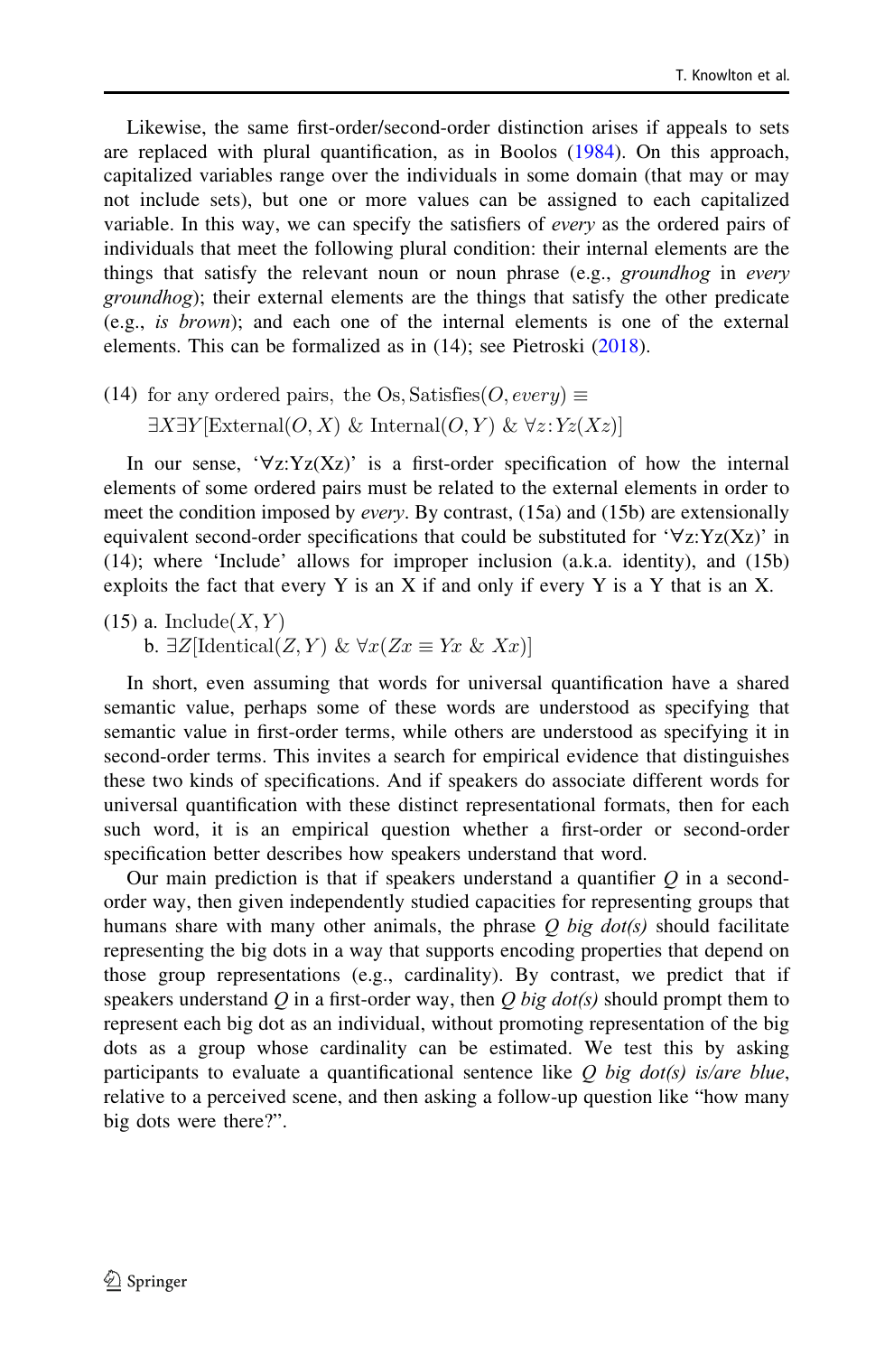Likewise, the same first-order/second-order distinction arises if appeals to sets are replaced with plural quantification, as in Boolos (1984). On this approach, capitalized variables range over the individuals in some domain (that may or may not include sets), but one or more values can be assigned to each capitalized variable. In this way, we can specify the satisfiers of *every* as the ordered pairs of individuals that meet the following plural condition: their internal elements are the things that satisfy the relevant noun or noun phrase (e.g., *groundhog* in *every groundhog*); their external elements are the things that satisfy the other predicate (e.g., *is brown*); and each one of the internal elements is one of the external elements. This can be formalized as in (14); see Pietroski (2018).

(14) for any ordered pairs, the Os, $\text{Satisfies}(O, every) \equiv$
$\exists X \exists Y[\text{External}(O, X)\ \&\ \text{Internal}(O, Y)\ \&\ \forall z{:}Yz(Xz)]$

In our sense, '$\forall z{:}Yz(Xz)$' is a first-order specification of how the internal elements of some ordered pairs must be related to the external elements in order to meet the condition imposed by *every*. By contrast, (15a) and (15b) are extensionally equivalent second-order specifications that could be substituted for '$\forall z{:}Yz(Xz)$' in (14); where 'Include' allows for improper inclusion (a.k.a. identity), and (15b) exploits the fact that every Y is an X if and only if every Y is a Y that is an X.

(15) a. $\text{Include}(X, Y)$
b. $\exists Z[\text{Identical}(Z, Y)\ \&\ \forall x(Zx \equiv Yx\ \&\ Xx)]$

In short, even assuming that words for universal quantification have a shared semantic value, perhaps some of these words are understood as specifying that semantic value in first-order terms, while others are understood as specifying it in second-order terms. This invites a search for empirical evidence that distinguishes these two kinds of specifications. And if speakers do associate different words for universal quantification with these distinct representational formats, then for each such word, it is an empirical question whether a first-order or second-order specification better describes how speakers understand that word.

Our main prediction is that if speakers understand a quantifier *Q* in a second-order way, then given independently studied capacities for representing groups that humans share with many other animals, the phrase *Q big dot(s)* should facilitate representing the big dots in a way that supports encoding properties that depend on those group representations (e.g., cardinality). By contrast, we predict that if speakers understand *Q* in a first-order way, then *Q big dot(s)* should prompt them to represent each big dot as an individual, without promoting representation of the big dots as a group whose cardinality can be estimated. We test this by asking participants to evaluate a quantificational sentence like *Q big dot(s) is/are blue*, relative to a perceived scene, and then asking a follow-up question like "how many big dots were there?".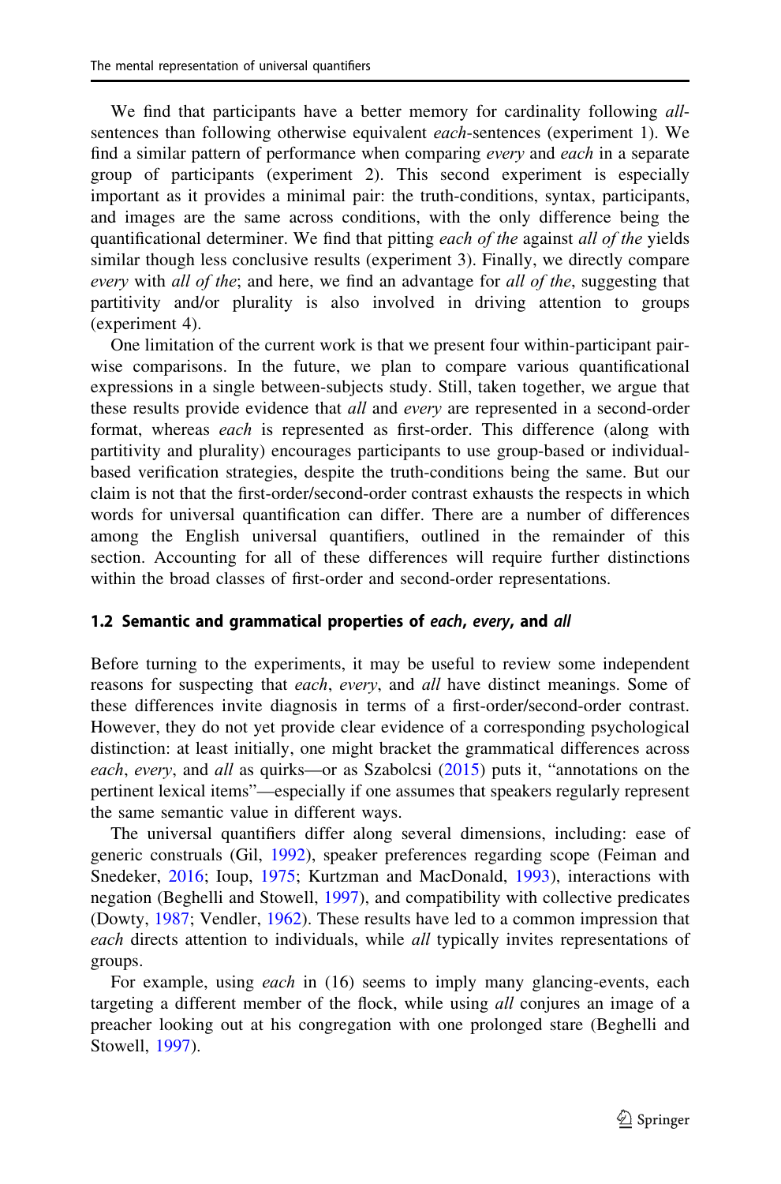We find that participants have a better memory for cardinality following *all*-sentences than following otherwise equivalent *each*-sentences (experiment 1). We find a similar pattern of performance when comparing *every* and *each* in a separate group of participants (experiment 2). This second experiment is especially important as it provides a minimal pair: the truth-conditions, syntax, participants, and images are the same across conditions, with the only difference being the quantificational determiner. We find that pitting *each of the* against *all of the* yields similar though less conclusive results (experiment 3). Finally, we directly compare *every* with *all of the*; and here, we find an advantage for *all of the*, suggesting that partitivity and/or plurality is also involved in driving attention to groups (experiment 4).

One limitation of the current work is that we present four within-participant pairwise comparisons. In the future, we plan to compare various quantificational expressions in a single between-subjects study. Still, taken together, we argue that these results provide evidence that *all* and *every* are represented in a second-order format, whereas *each* is represented as first-order. This difference (along with partitivity and plurality) encourages participants to use group-based or individual-based verification strategies, despite the truth-conditions being the same. But our claim is not that the first-order/second-order contrast exhausts the respects in which words for universal quantification can differ. There are a number of differences among the English universal quantifiers, outlined in the remainder of this section. Accounting for all of these differences will require further distinctions within the broad classes of first-order and second-order representations.

### 1.2 Semantic and grammatical properties of *each*, *every*, and *all*

Before turning to the experiments, it may be useful to review some independent reasons for suspecting that *each*, *every*, and *all* have distinct meanings. Some of these differences invite diagnosis in terms of a first-order/second-order contrast. However, they do not yet provide clear evidence of a corresponding psychological distinction: at least initially, one might bracket the grammatical differences across *each*, *every*, and *all* as quirks—or as Szabolcsi (2015) puts it, "annotations on the pertinent lexical items"—especially if one assumes that speakers regularly represent the same semantic value in different ways.

The universal quantifiers differ along several dimensions, including: ease of generic construals (Gil, 1992), speaker preferences regarding scope (Feiman and Snedeker, 2016; Ioup, 1975; Kurtzman and MacDonald, 1993), interactions with negation (Beghelli and Stowell, 1997), and compatibility with collective predicates (Dowty, 1987; Vendler, 1962). These results have led to a common impression that *each* directs attention to individuals, while *all* typically invites representations of groups.

For example, using *each* in (16) seems to imply many glancing-events, each targeting a different member of the flock, while using *all* conjures an image of a preacher looking out at his congregation with one prolonged stare (Beghelli and Stowell, 1997).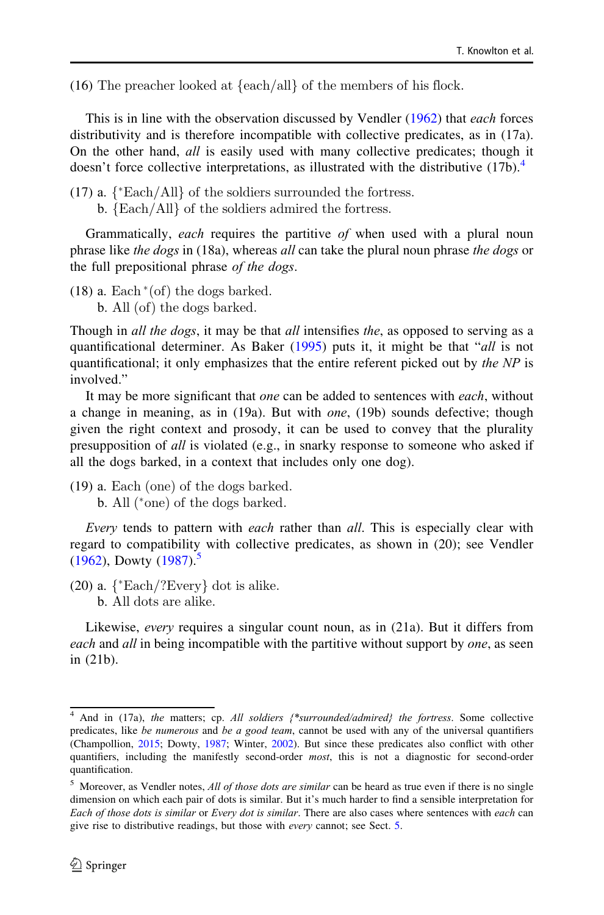(16) The preacher looked at {each/all} of the members of his flock.

This is in line with the observation discussed by Vendler (1962) that *each* forces distributivity and is therefore incompatible with collective predicates, as in (17a). On the other hand, *all* is easily used with many collective predicates; though it doesn't force collective interpretations, as illustrated with the distributive (17b).[4]

(17) a. {*Each/All} of the soldiers surrounded the fortress.
     b. {Each/All} of the soldiers admired the fortress.

Grammatically, *each* requires the partitive *of* when used with a plural noun phrase like *the dogs* in (18a), whereas *all* can take the plural noun phrase *the dogs* or the full prepositional phrase *of the dogs*.

(18) a. Each *(of) the dogs barked.
     b. All (of) the dogs barked.

Though in *all the dogs*, it may be that *all* intensifies *the*, as opposed to serving as a quantificational determiner. As Baker (1995) puts it, it might be that "*all* is not quantificational; it only emphasizes that the entire referent picked out by *the NP* is involved."

It may be more significant that *one* can be added to sentences with *each*, without a change in meaning, as in (19a). But with *one*, (19b) sounds defective; though given the right context and prosody, it can be used to convey that the plurality presupposition of *all* is violated (e.g., in snarky response to someone who asked if all the dogs barked, in a context that includes only one dog).

(19) a. Each (one) of the dogs barked.
     b. All (*one) of the dogs barked.

*Every* tends to pattern with *each* rather than *all*. This is especially clear with regard to compatibility with collective predicates, as shown in (20); see Vendler (1962), Dowty (1987).[5]

(20) a. {*Each/?Every} dot is alike.
     b. All dots are alike.

Likewise, *every* requires a singular count noun, as in (21a). But it differs from *each* and *all* in being incompatible with the partitive without support by *one*, as seen in (21b).

---

[4] And in (17a), *the* matters; cp. *All soldiers {*surrounded/admired} the fortress*. Some collective predicates, like *be numerous* and *be a good team*, cannot be used with any of the universal quantifiers (Champollion, 2015; Dowty, 1987; Winter, 2002). But since these predicates also conflict with other quantifiers, including the manifestly second-order *most*, this is not a diagnostic for second-order quantification.

[5] Moreover, as Vendler notes, *All of those dots are similar* can be heard as true even if there is no single dimension on which each pair of dots is similar. But it's much harder to find a sensible interpretation for *Each of those dots is similar* or *Every dot is similar*. There are also cases where sentences with *each* can give rise to distributive readings, but those with *every* cannot; see Sect. 5.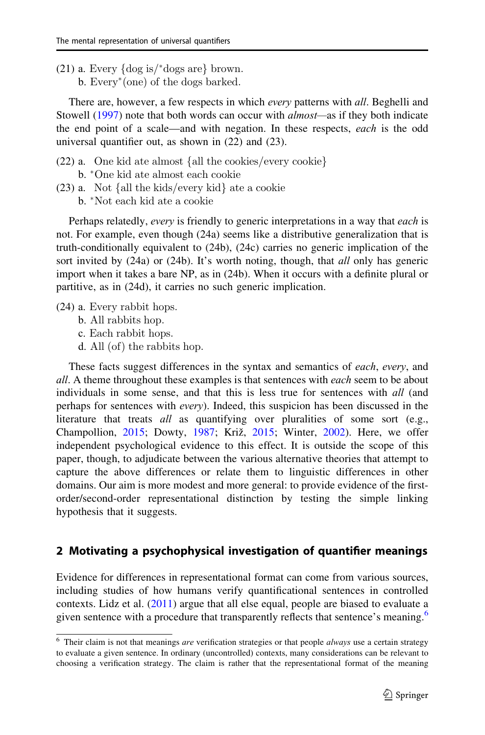(21) a. Every {dog is/*dogs are} brown.
b. Every*(one) of the dogs barked.

There are, however, a few respects in which *every* patterns with *all*. Beghelli and Stowell (1997) note that both words can occur with *almost*—as if they both indicate the end point of a scale—and with negation. In these respects, *each* is the odd universal quantifier out, as shown in (22) and (23).

(22) a. One kid ate almost {all the cookies/every cookie}
b. *One kid ate almost each cookie

(23) a. Not {all the kids/every kid} ate a cookie
b. *Not each kid ate a cookie

Perhaps relatedly, *every* is friendly to generic interpretations in a way that *each* is not. For example, even though (24a) seems like a distributive generalization that is truth-conditionally equivalent to (24b), (24c) carries no generic implication of the sort invited by (24a) or (24b). It's worth noting, though, that *all* only has generic import when it takes a bare NP, as in (24b). When it occurs with a definite plural or partitive, as in (24d), it carries no such generic implication.

(24) a. Every rabbit hops.
b. All rabbits hop.
c. Each rabbit hops.
d. All (of) the rabbits hop.

These facts suggest differences in the syntax and semantics of *each*, *every*, and *all*. A theme throughout these examples is that sentences with *each* seem to be about individuals in some sense, and that this is less true for sentences with *all* (and perhaps for sentences with *every*). Indeed, this suspicion has been discussed in the literature that treats *all* as quantifying over pluralities of some sort (e.g., Champollion, 2015; Dowty, 1987; Križ, 2015; Winter, 2002). Here, we offer independent psychological evidence to this effect. It is outside the scope of this paper, though, to adjudicate between the various alternative theories that attempt to capture the above differences or relate them to linguistic differences in other domains. Our aim is more modest and more general: to provide evidence of the first-order/second-order representational distinction by testing the simple linking hypothesis that it suggests.

## 2 Motivating a psychophysical investigation of quantifier meanings

Evidence for differences in representational format can come from various sources, including studies of how humans verify quantificational sentences in controlled contexts. Lidz et al. (2011) argue that all else equal, people are biased to evaluate a given sentence with a procedure that transparently reflects that sentence's meaning.[6]

[6] Their claim is not that meanings *are* verification strategies or that people *always* use a certain strategy to evaluate a given sentence. In ordinary (uncontrolled) contexts, many considerations can be relevant to choosing a verification strategy. The claim is rather that the representational format of the meaning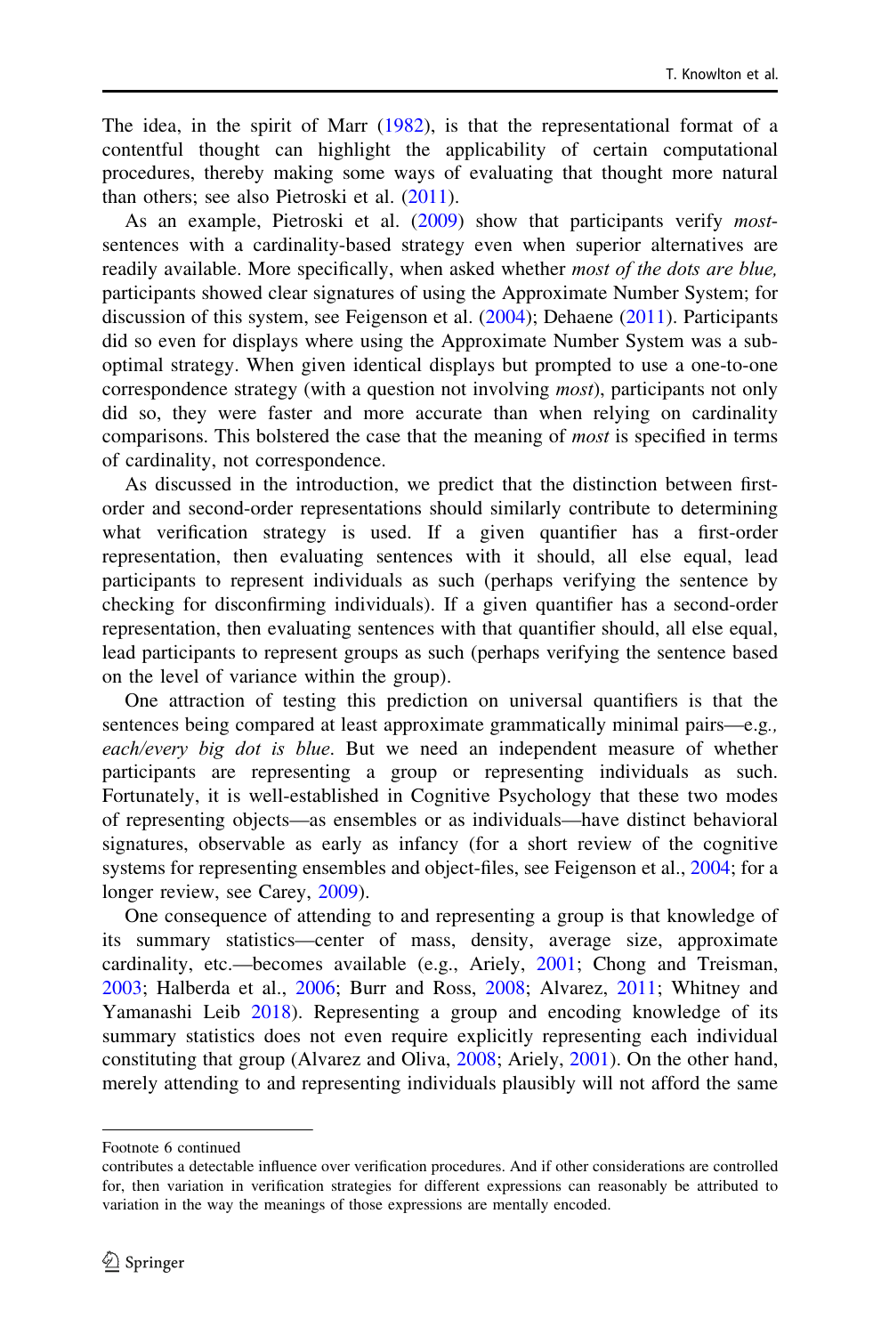The idea, in the spirit of Marr (1982), is that the representational format of a contentful thought can highlight the applicability of certain computational procedures, thereby making some ways of evaluating that thought more natural than others; see also Pietroski et al. (2011).

As an example, Pietroski et al. (2009) show that participants verify *most*-sentences with a cardinality-based strategy even when superior alternatives are readily available. More specifically, when asked whether *most of the dots are blue,* participants showed clear signatures of using the Approximate Number System; for discussion of this system, see Feigenson et al. (2004); Dehaene (2011). Participants did so even for displays where using the Approximate Number System was a sub-optimal strategy. When given identical displays but prompted to use a one-to-one correspondence strategy (with a question not involving *most*), participants not only did so, they were faster and more accurate than when relying on cardinality comparisons. This bolstered the case that the meaning of *most* is specified in terms of cardinality, not correspondence.

As discussed in the introduction, we predict that the distinction between first-order and second-order representations should similarly contribute to determining what verification strategy is used. If a given quantifier has a first-order representation, then evaluating sentences with it should, all else equal, lead participants to represent individuals as such (perhaps verifying the sentence by checking for disconfirming individuals). If a given quantifier has a second-order representation, then evaluating sentences with that quantifier should, all else equal, lead participants to represent groups as such (perhaps verifying the sentence based on the level of variance within the group).

One attraction of testing this prediction on universal quantifiers is that the sentences being compared at least approximate grammatically minimal pairs—e.g., *each/every big dot is blue*. But we need an independent measure of whether participants are representing a group or representing individuals as such. Fortunately, it is well-established in Cognitive Psychology that these two modes of representing objects—as ensembles or as individuals—have distinct behavioral signatures, observable as early as infancy (for a short review of the cognitive systems for representing ensembles and object-files, see Feigenson et al., 2004; for a longer review, see Carey, 2009).

One consequence of attending to and representing a group is that knowledge of its summary statistics—center of mass, density, average size, approximate cardinality, etc.—becomes available (e.g., Ariely, 2001; Chong and Treisman, 2003; Halberda et al., 2006; Burr and Ross, 2008; Alvarez, 2011; Whitney and Yamanashi Leib 2018). Representing a group and encoding knowledge of its summary statistics does not even require explicitly representing each individual constituting that group (Alvarez and Oliva, 2008; Ariely, 2001). On the other hand, merely attending to and representing individuals plausibly will not afford the same

Footnote 6 continued

contributes a detectable influence over verification procedures. And if other considerations are controlled for, then variation in verification strategies for different expressions can reasonably be attributed to variation in the way the meanings of those expressions are mentally encoded.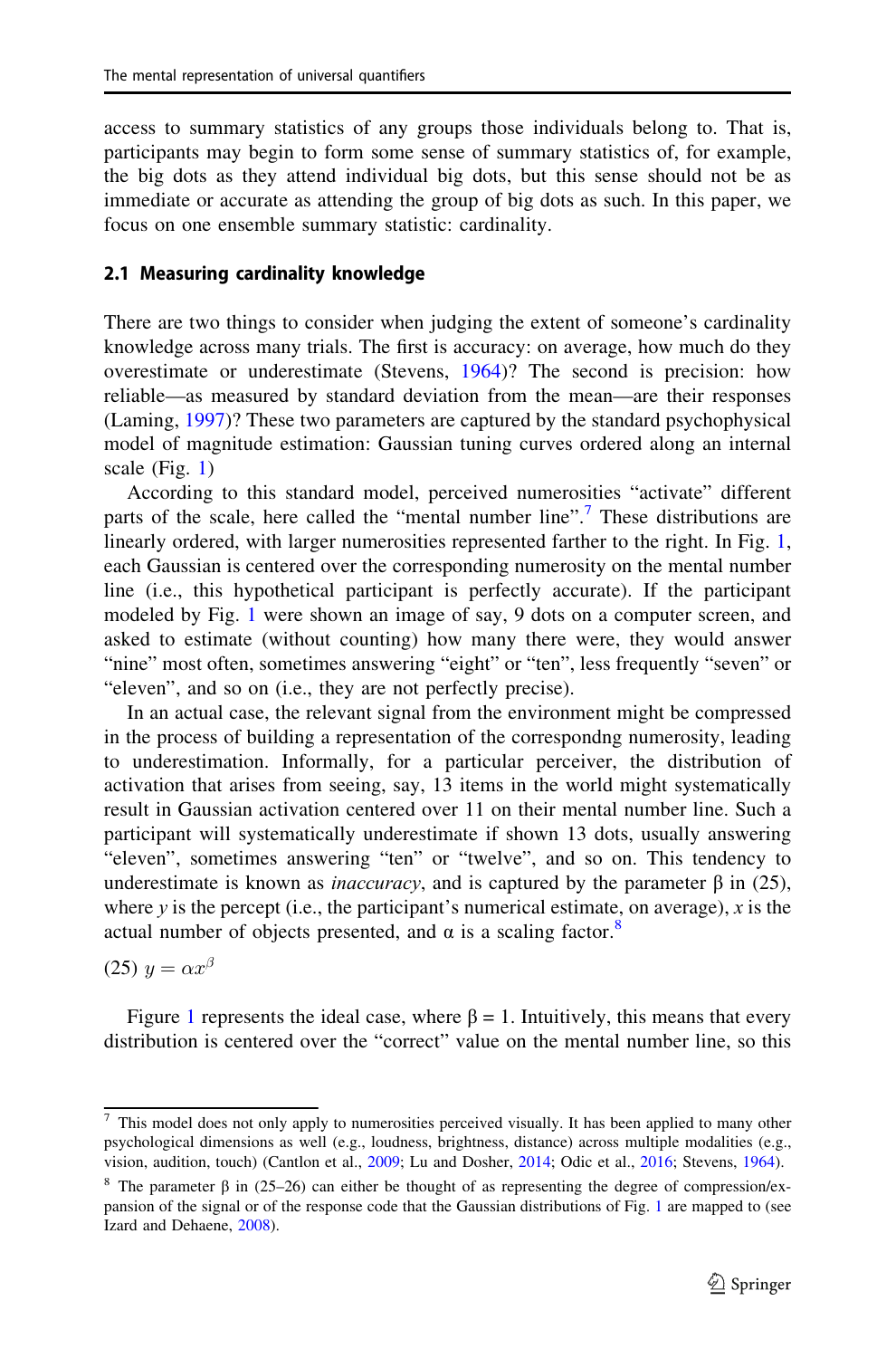access to summary statistics of any groups those individuals belong to. That is, participants may begin to form some sense of summary statistics of, for example, the big dots as they attend individual big dots, but this sense should not be as immediate or accurate as attending the group of big dots as such. In this paper, we focus on one ensemble summary statistic: cardinality.

### 2.1 Measuring cardinality knowledge

There are two things to consider when judging the extent of someone's cardinality knowledge across many trials. The first is accuracy: on average, how much do they overestimate or underestimate (Stevens, 1964)? The second is precision: how reliable—as measured by standard deviation from the mean—are their responses (Laming, 1997)? These two parameters are captured by the standard psychophysical model of magnitude estimation: Gaussian tuning curves ordered along an internal scale (Fig. 1)

According to this standard model, perceived numerosities "activate" different parts of the scale, here called the "mental number line".[7] These distributions are linearly ordered, with larger numerosities represented farther to the right. In Fig. 1, each Gaussian is centered over the corresponding numerosity on the mental number line (i.e., this hypothetical participant is perfectly accurate). If the participant modeled by Fig. 1 were shown an image of say, 9 dots on a computer screen, and asked to estimate (without counting) how many there were, they would answer "nine" most often, sometimes answering "eight" or "ten", less frequently "seven" or "eleven", and so on (i.e., they are not perfectly precise).

In an actual case, the relevant signal from the environment might be compressed in the process of building a representation of the correspondng numerosity, leading to underestimation. Informally, for a particular perceiver, the distribution of activation that arises from seeing, say, 13 items in the world might systematically result in Gaussian activation centered over 11 on their mental number line. Such a participant will systematically underestimate if shown 13 dots, usually answering "eleven", sometimes answering "ten" or "twelve", and so on. This tendency to underestimate is known as *inaccuracy*, and is captured by the parameter $\beta$ in (25), where $y$ is the percept (i.e., the participant's numerical estimate, on average), $x$ is the actual number of objects presented, and $\alpha$ is a scaling factor.[8]

(25) $y = \alpha x^{\beta}$

Figure 1 represents the ideal case, where $\beta = 1$. Intuitively, this means that every distribution is centered over the "correct" value on the mental number line, so this

---

[7] This model does not only apply to numerosities perceived visually. It has been applied to many other psychological dimensions as well (e.g., loudness, brightness, distance) across multiple modalities (e.g., vision, audition, touch) (Cantlon et al., 2009; Lu and Dosher, 2014; Odic et al., 2016; Stevens, 1964).

[8] The parameter $\beta$ in (25–26) can either be thought of as representing the degree of compression/expansion of the signal or of the response code that the Gaussian distributions of Fig. 1 are mapped to (see Izard and Dehaene, 2008).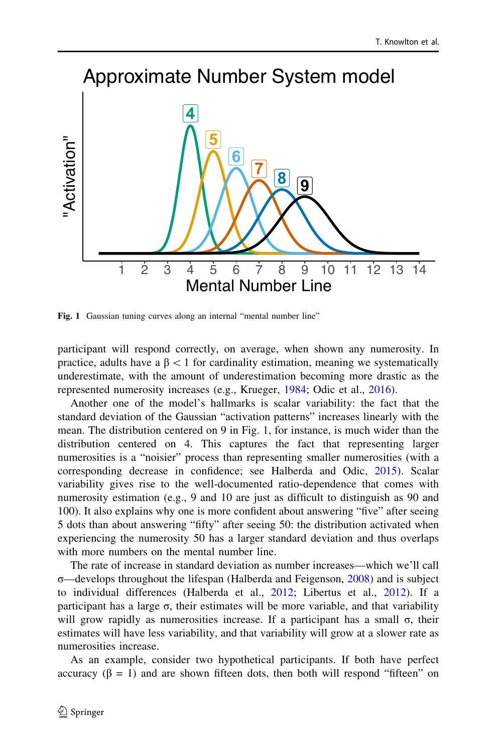Approximate Number System model

"Activation"

4
5
6
7
8
9

1 2 3 4 5 6 7 8 9 10 11 12 13 14

Mental Number Line

**Fig. 1** Gaussian tuning curves along an internal "mental number line"

participant will respond correctly, on average, when shown any numerosity. In practice, adults have a $\beta < 1$ for cardinality estimation, meaning we systematically underestimate, with the amount of underestimation becoming more drastic as the represented numerosity increases (e.g., Krueger, 1984; Odic et al., 2016).

Another one of the model's hallmarks is scalar variability: the fact that the standard deviation of the Gaussian "activation patterns" increases linearly with the mean. The distribution centered on 9 in Fig. 1, for instance, is much wider than the distribution centered on 4. This captures the fact that representing larger numerosities is a "noisier" process than representing smaller numerosities (with a corresponding decrease in confidence; see Halberda and Odic, 2015). Scalar variability gives rise to the well-documented ratio-dependence that comes with numerosity estimation (e.g., 9 and 10 are just as difficult to distinguish as 90 and 100). It also explains why one is more confident about answering "five" after seeing 5 dots than about answering "fifty" after seeing 50: the distribution activated when experiencing the numerosity 50 has a larger standard deviation and thus overlaps with more numbers on the mental number line.

The rate of increase in standard deviation as number increases—which we'll call $\sigma$—develops throughout the lifespan (Halberda and Feigenson, 2008) and is subject to individual differences (Halberda et al., 2012; Libertus et al., 2012). If a participant has a large $\sigma$, their estimates will be more variable, and that variability will grow rapidly as numerosities increase. If a participant has a small $\sigma$, their estimates will have less variability, and that variability will grow at a slower rate as numerosities increase.

As an example, consider two hypothetical participants. If both have perfect accuracy ($\beta = 1$) and are shown fifteen dots, then both will respond "fifteen" on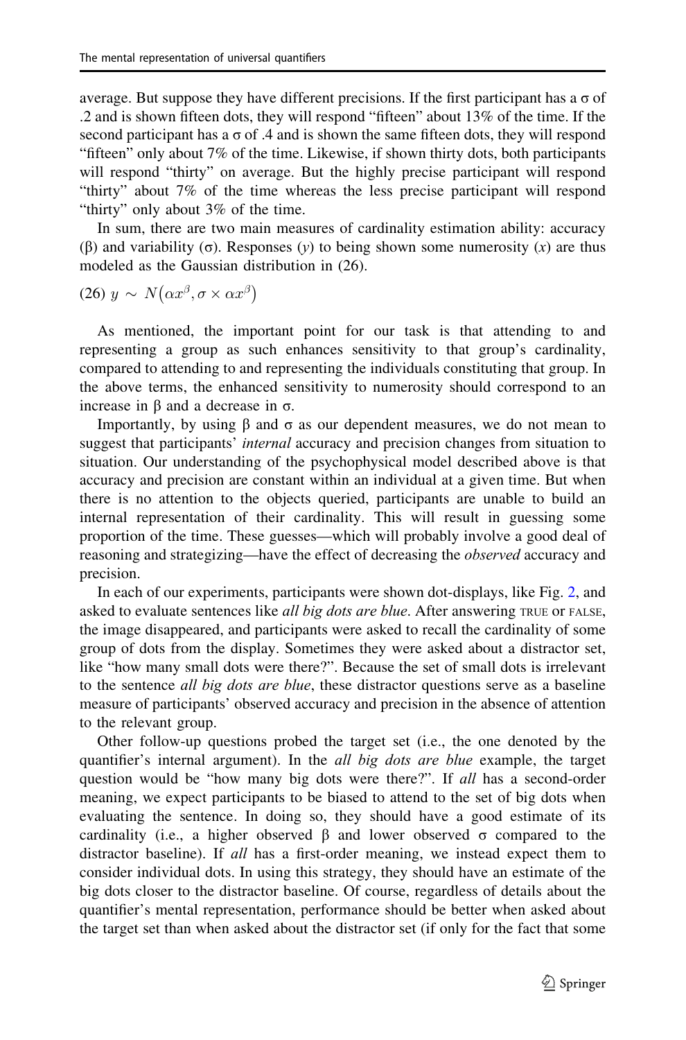average. But suppose they have different precisions. If the first participant has a $\sigma$ of .2 and is shown fifteen dots, they will respond "fifteen" about 13% of the time. If the second participant has a $\sigma$ of .4 and is shown the same fifteen dots, they will respond "fifteen" only about 7% of the time. Likewise, if shown thirty dots, both participants will respond "thirty" on average. But the highly precise participant will respond "thirty" about 7% of the time whereas the less precise participant will respond "thirty" only about 3% of the time.

In sum, there are two main measures of cardinality estimation ability: accuracy ($\beta$) and variability ($\sigma$). Responses ($y$) to being shown some numerosity ($x$) are thus modeled as the Gaussian distribution in (26).

(26) $y \sim N\left(\alpha x^{\beta}, \sigma \times \alpha x^{\beta}\right)$

As mentioned, the important point for our task is that attending to and representing a group as such enhances sensitivity to that group's cardinality, compared to attending to and representing the individuals constituting that group. In the above terms, the enhanced sensitivity to numerosity should correspond to an increase in $\beta$ and a decrease in $\sigma$.

Importantly, by using $\beta$ and $\sigma$ as our dependent measures, we do not mean to suggest that participants' *internal* accuracy and precision changes from situation to situation. Our understanding of the psychophysical model described above is that accuracy and precision are constant within an individual at a given time. But when there is no attention to the objects queried, participants are unable to build an internal representation of their cardinality. This will result in guessing some proportion of the time. These guesses—which will probably involve a good deal of reasoning and strategizing—have the effect of decreasing the *observed* accuracy and precision.

In each of our experiments, participants were shown dot-displays, like Fig. 2, and asked to evaluate sentences like *all big dots are blue*. After answering TRUE or FALSE, the image disappeared, and participants were asked to recall the cardinality of some group of dots from the display. Sometimes they were asked about a distractor set, like "how many small dots were there?". Because the set of small dots is irrelevant to the sentence *all big dots are blue*, these distractor questions serve as a baseline measure of participants' observed accuracy and precision in the absence of attention to the relevant group.

Other follow-up questions probed the target set (i.e., the one denoted by the quantifier's internal argument). In the *all big dots are blue* example, the target question would be "how many big dots were there?". If *all* has a second-order meaning, we expect participants to be biased to attend to the set of big dots when evaluating the sentence. In doing so, they should have a good estimate of its cardinality (i.e., a higher observed $\beta$ and lower observed $\sigma$ compared to the distractor baseline). If *all* has a first-order meaning, we instead expect them to consider individual dots. In using this strategy, they should have an estimate of the big dots closer to the distractor baseline. Of course, regardless of details about the quantifier's mental representation, performance should be better when asked about the target set than when asked about the distractor set (if only for the fact that some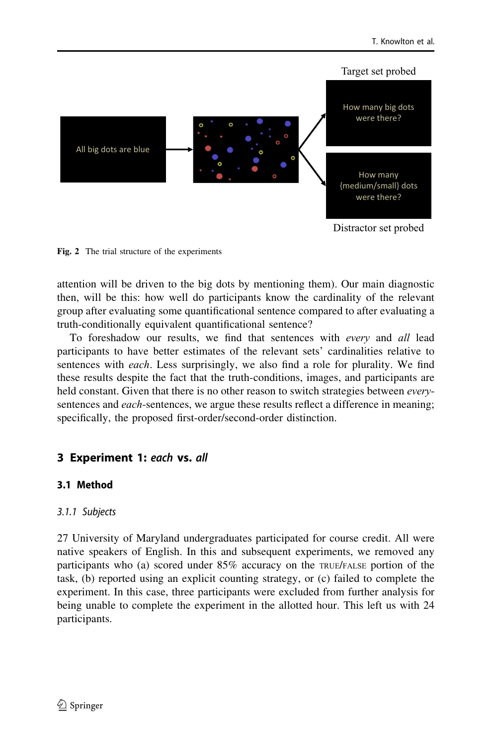Target set probed

All big dots are blue

How many big dots were there?

How many {medium/small} dots were there?

Distractor set probed

**Fig. 2** The trial structure of the experiments

attention will be driven to the big dots by mentioning them). Our main diagnostic then, will be this: how well do participants know the cardinality of the relevant group after evaluating some quantificational sentence compared to after evaluating a truth-conditionally equivalent quantificational sentence?

To foreshadow our results, we find that sentences with *every* and *all* lead participants to have better estimates of the relevant sets' cardinalities relative to sentences with *each*. Less surprisingly, we also find a role for plurality. We find these results despite the fact that the truth-conditions, images, and participants are held constant. Given that there is no other reason to switch strategies between *every*-sentences and *each*-sentences, we argue these results reflect a difference in meaning; specifically, the proposed first-order/second-order distinction.

## 3 Experiment 1: *each* vs. *all*

### 3.1 Method

#### 3.1.1 Subjects

27 University of Maryland undergraduates participated for course credit. All were native speakers of English. In this and subsequent experiments, we removed any participants who (a) scored under 85% accuracy on the TRUE/FALSE portion of the task, (b) reported using an explicit counting strategy, or (c) failed to complete the experiment. In this case, three participants were excluded from further analysis for being unable to complete the experiment in the allotted hour. This left us with 24 participants.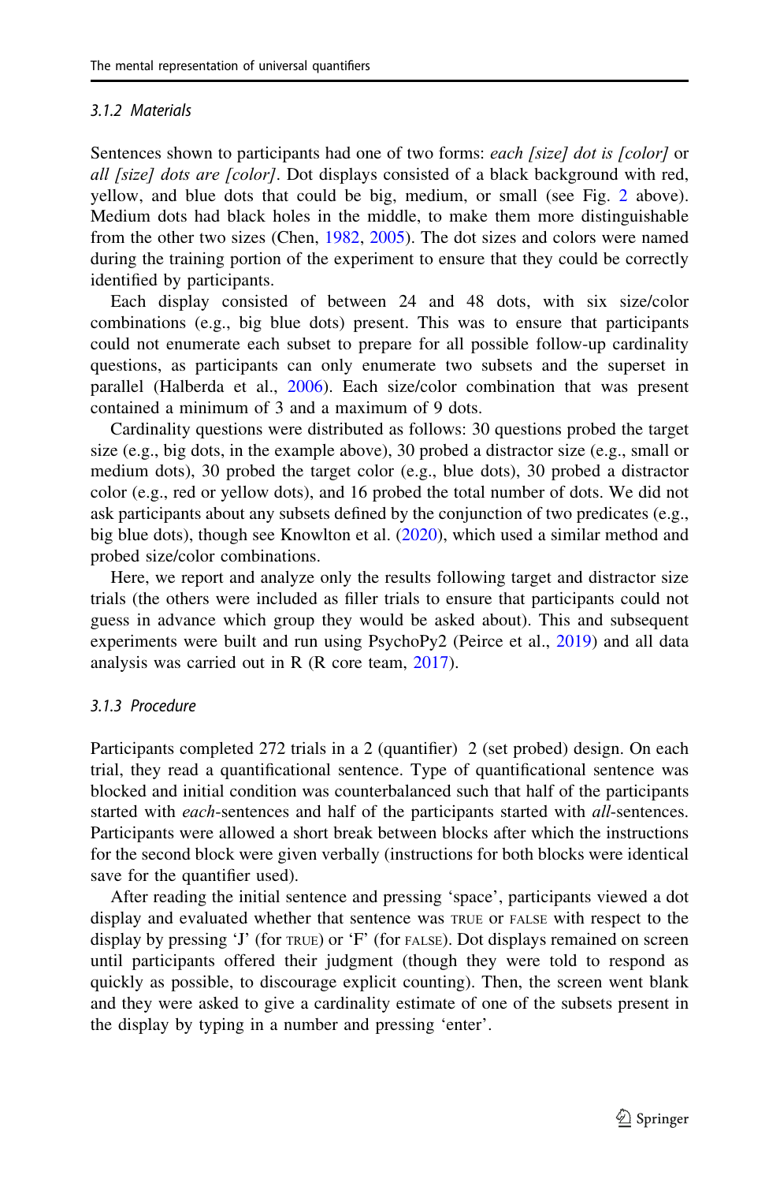### 3.1.2 Materials

Sentences shown to participants had one of two forms: *each [size] dot is [color]* or *all [size] dots are [color]*. Dot displays consisted of a black background with red, yellow, and blue dots that could be big, medium, or small (see Fig. 2 above). Medium dots had black holes in the middle, to make them more distinguishable from the other two sizes (Chen, 1982, 2005). The dot sizes and colors were named during the training portion of the experiment to ensure that they could be correctly identified by participants.

Each display consisted of between 24 and 48 dots, with six size/color combinations (e.g., big blue dots) present. This was to ensure that participants could not enumerate each subset to prepare for all possible follow-up cardinality questions, as participants can only enumerate two subsets and the superset in parallel (Halberda et al., 2006). Each size/color combination that was present contained a minimum of 3 and a maximum of 9 dots.

Cardinality questions were distributed as follows: 30 questions probed the target size (e.g., big dots, in the example above), 30 probed a distractor size (e.g., small or medium dots), 30 probed the target color (e.g., blue dots), 30 probed a distractor color (e.g., red or yellow dots), and 16 probed the total number of dots. We did not ask participants about any subsets defined by the conjunction of two predicates (e.g., big blue dots), though see Knowlton et al. (2020), which used a similar method and probed size/color combinations.

Here, we report and analyze only the results following target and distractor size trials (the others were included as filler trials to ensure that participants could not guess in advance which group they would be asked about). This and subsequent experiments were built and run using PsychoPy2 (Peirce et al., 2019) and all data analysis was carried out in R (R core team, 2017).

### 3.1.3 Procedure

Participants completed 272 trials in a 2 (quantifier) $\times$ 2 (set probed) design. On each trial, they read a quantificational sentence. Type of quantificational sentence was blocked and initial condition was counterbalanced such that half of the participants started with *each*-sentences and half of the participants started with *all*-sentences. Participants were allowed a short break between blocks after which the instructions for the second block were given verbally (instructions for both blocks were identical save for the quantifier used).

After reading the initial sentence and pressing 'space', participants viewed a dot display and evaluated whether that sentence was TRUE or FALSE with respect to the display by pressing 'J' (for TRUE) or 'F' (for FALSE). Dot displays remained on screen until participants offered their judgment (though they were told to respond as quickly as possible, to discourage explicit counting). Then, the screen went blank and they were asked to give a cardinality estimate of one of the subsets present in the display by typing in a number and pressing 'enter'.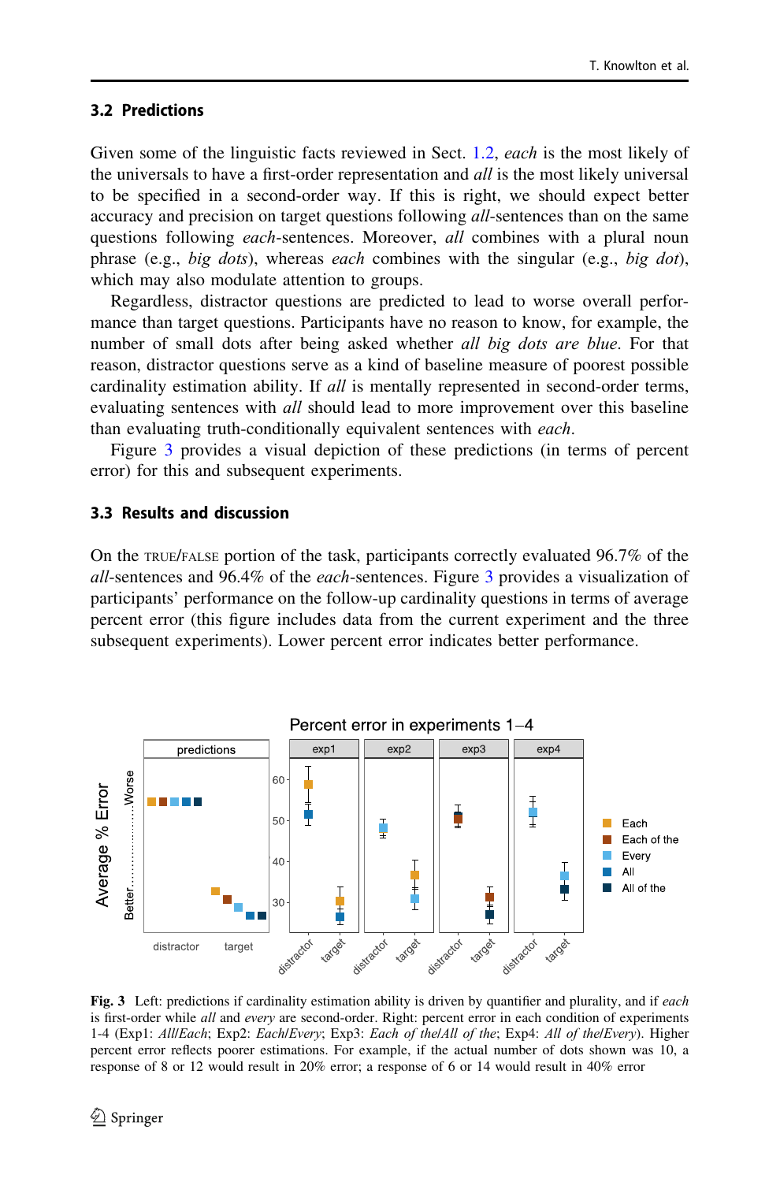### 3.2 Predictions

Given some of the linguistic facts reviewed in Sect. 1.2, *each* is the most likely of the universals to have a first-order representation and *all* is the most likely universal to be specified in a second-order way. If this is right, we should expect better accuracy and precision on target questions following *all*-sentences than on the same questions following *each*-sentences. Moreover, *all* combines with a plural noun phrase (e.g., *big dots*), whereas *each* combines with the singular (e.g., *big dot*), which may also modulate attention to groups.

Regardless, distractor questions are predicted to lead to worse overall performance than target questions. Participants have no reason to know, for example, the number of small dots after being asked whether *all big dots are blue*. For that reason, distractor questions serve as a kind of baseline measure of poorest possible cardinality estimation ability. If *all* is mentally represented in second-order terms, evaluating sentences with *all* should lead to more improvement over this baseline than evaluating truth-conditionally equivalent sentences with *each*.

Figure 3 provides a visual depiction of these predictions (in terms of percent error) for this and subsequent experiments.

### 3.3 Results and discussion

On the TRUE/FALSE portion of the task, participants correctly evaluated 96.7% of the *all*-sentences and 96.4% of the *each*-sentences. Figure 3 provides a visualization of participants' performance on the follow-up cardinality questions in terms of average percent error (this figure includes data from the current experiment and the three subsequent experiments). Lower percent error indicates better performance.

Percent error in experiments 1–4

predictions | exp1 | exp2 | exp3 | exp4

Average % Error

Better............Worse

60
50
40
30

distractor target

Each
Each of the
Every
All
All of the

**Fig. 3** Left: predictions if cardinality estimation ability is driven by quantifier and plurality, and if *each* is first-order while *all* and *every* are second-order. Right: percent error in each condition of experiments 1-4 (Exp1: *All*/*Each*; Exp2: *Each*/*Every*; Exp3: *Each of the*/*All of the*; Exp4: *All of the*/*Every*). Higher percent error reflects poorer estimations. For example, if the actual number of dots shown was 10, a response of 8 or 12 would result in 20% error; a response of 6 or 14 would result in 40% error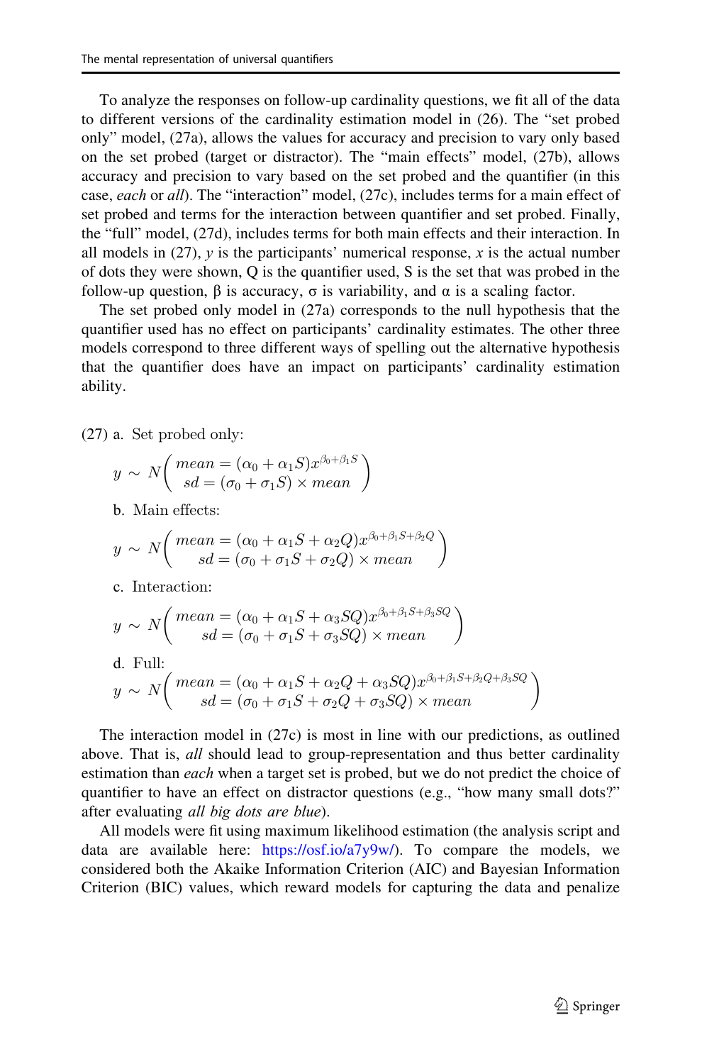To analyze the responses on follow-up cardinality questions, we fit all of the data to different versions of the cardinality estimation model in (26). The "set probed only" model, (27a), allows the values for accuracy and precision to vary only based on the set probed (target or distractor). The "main effects" model, (27b), allows accuracy and precision to vary based on the set probed and the quantifier (in this case, *each* or *all*). The "interaction" model, (27c), includes terms for a main effect of set probed and terms for the interaction between quantifier and set probed. Finally, the "full" model, (27d), includes terms for both main effects and their interaction. In all models in (27), $y$ is the participants' numerical response, $x$ is the actual number of dots they were shown, Q is the quantifier used, S is the set that was probed in the follow-up question, β is accuracy, σ is variability, and α is a scaling factor.

The set probed only model in (27a) corresponds to the null hypothesis that the quantifier used has no effect on participants' cardinality estimates. The other three models correspond to three different ways of spelling out the alternative hypothesis that the quantifier does have an impact on participants' cardinality estimation ability.

(27) a. Set probed only:

$$y \sim N\begin{pmatrix} mean = (\alpha_0 + \alpha_1 S)x^{\beta_0 + \beta_1 S} \\ sd = (\sigma_0 + \sigma_1 S) \times mean \end{pmatrix}$$

b. Main effects:

$$y \sim N\begin{pmatrix} mean = (\alpha_0 + \alpha_1 S + \alpha_2 Q)x^{\beta_0 + \beta_1 S + \beta_2 Q} \\ sd = (\sigma_0 + \sigma_1 S + \sigma_2 Q) \times mean \end{pmatrix}$$

c. Interaction:

$$y \sim N\begin{pmatrix} mean = (\alpha_0 + \alpha_1 S + \alpha_3 SQ)x^{\beta_0 + \beta_1 S + \beta_3 SQ} \\ sd = (\sigma_0 + \sigma_1 S + \sigma_3 SQ) \times mean \end{pmatrix}$$

d. Full:

$$y \sim N\begin{pmatrix} mean = (\alpha_0 + \alpha_1 S + \alpha_2 Q + \alpha_3 SQ)x^{\beta_0 + \beta_1 S + \beta_2 Q + \beta_3 SQ} \\ sd = (\sigma_0 + \sigma_1 S + \sigma_2 Q + \sigma_3 SQ) \times mean \end{pmatrix}$$

The interaction model in (27c) is most in line with our predictions, as outlined above. That is, *all* should lead to group-representation and thus better cardinality estimation than *each* when a target set is probed, but we do not predict the choice of quantifier to have an effect on distractor questions (e.g., "how many small dots?" after evaluating *all big dots are blue*).

All models were fit using maximum likelihood estimation (the analysis script and data are available here: https://osf.io/a7y9w/). To compare the models, we considered both the Akaike Information Criterion (AIC) and Bayesian Information Criterion (BIC) values, which reward models for capturing the data and penalize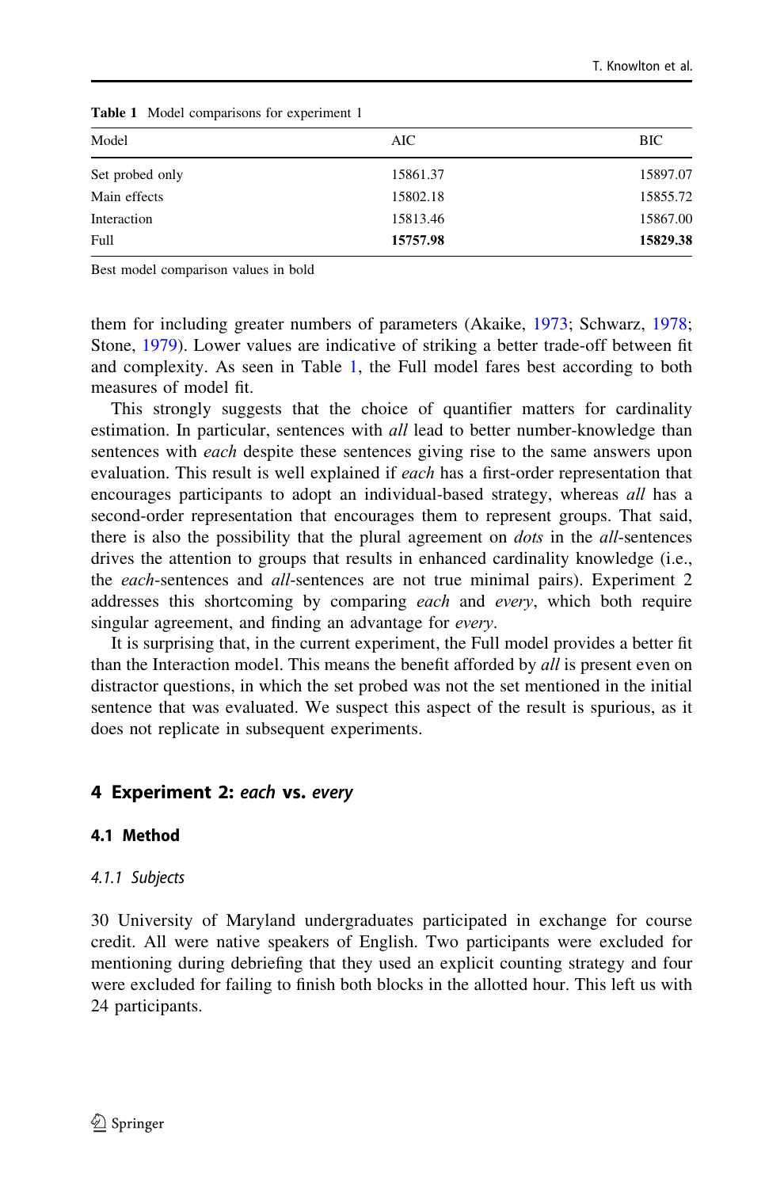Table 1 Model comparisons for experiment 1

| Model | AIC | BIC |
|---|---|---|
| Set probed only | 15861.37 | 15897.07 |
| Main effects | 15802.18 | 15855.72 |
| Interaction | 15813.46 | 15867.00 |
| Full | **15757.98** | **15829.38** |

Best model comparison values in bold

them for including greater numbers of parameters (Akaike, 1973; Schwarz, 1978; Stone, 1979). Lower values are indicative of striking a better trade-off between fit and complexity. As seen in Table 1, the Full model fares best according to both measures of model fit.

This strongly suggests that the choice of quantifier matters for cardinality estimation. In particular, sentences with *all* lead to better number-knowledge than sentences with *each* despite these sentences giving rise to the same answers upon evaluation. This result is well explained if *each* has a first-order representation that encourages participants to adopt an individual-based strategy, whereas *all* has a second-order representation that encourages them to represent groups. That said, there is also the possibility that the plural agreement on *dots* in the *all*-sentences drives the attention to groups that results in enhanced cardinality knowledge (i.e., the *each*-sentences and *all*-sentences are not true minimal pairs). Experiment 2 addresses this shortcoming by comparing *each* and *every*, which both require singular agreement, and finding an advantage for *every*.

It is surprising that, in the current experiment, the Full model provides a better fit than the Interaction model. This means the benefit afforded by *all* is present even on distractor questions, in which the set probed was not the set mentioned in the initial sentence that was evaluated. We suspect this aspect of the result is spurious, as it does not replicate in subsequent experiments.

## 4 Experiment 2: *each* vs. *every*

### 4.1 Method

#### 4.1.1 Subjects

30 University of Maryland undergraduates participated in exchange for course credit. All were native speakers of English. Two participants were excluded for mentioning during debriefing that they used an explicit counting strategy and four were excluded for failing to finish both blocks in the allotted hour. This left us with 24 participants.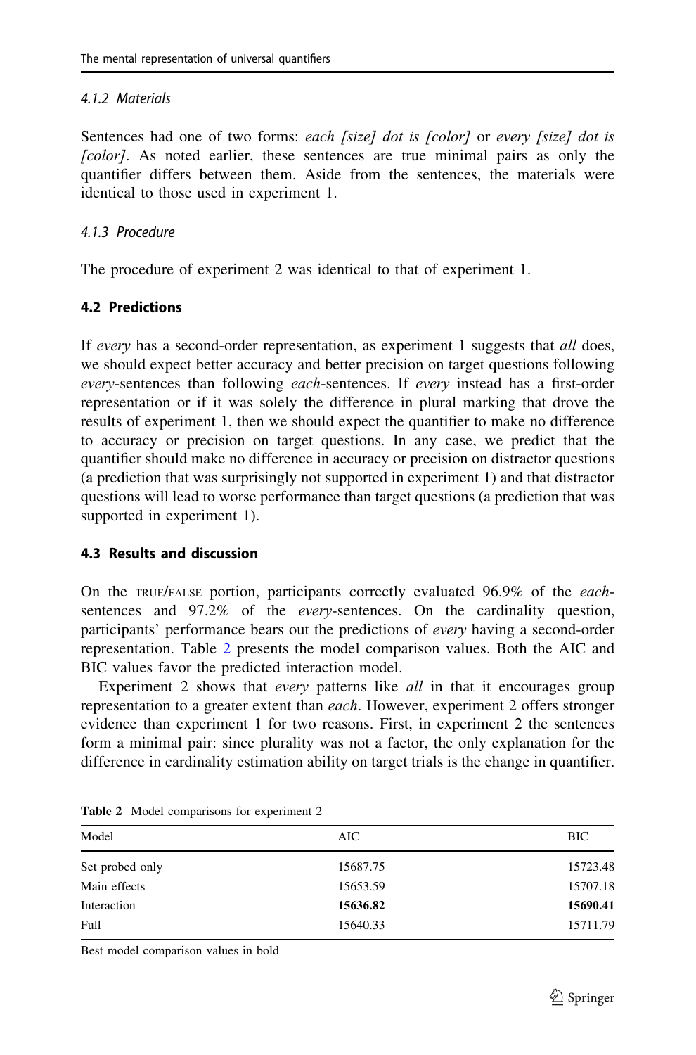#### 4.1.2 Materials

Sentences had one of two forms: *each [size] dot is [color]* or *every [size] dot is [color]*. As noted earlier, these sentences are true minimal pairs as only the quantifier differs between them. Aside from the sentences, the materials were identical to those used in experiment 1.

#### 4.1.3 Procedure

The procedure of experiment 2 was identical to that of experiment 1.

### 4.2 Predictions

If *every* has a second-order representation, as experiment 1 suggests that *all* does, we should expect better accuracy and better precision on target questions following *every*-sentences than following *each*-sentences. If *every* instead has a first-order representation or if it was solely the difference in plural marking that drove the results of experiment 1, then we should expect the quantifier to make no difference to accuracy or precision on target questions. In any case, we predict that the quantifier should make no difference in accuracy or precision on distractor questions (a prediction that was surprisingly not supported in experiment 1) and that distractor questions will lead to worse performance than target questions (a prediction that was supported in experiment 1).

### 4.3 Results and discussion

On the TRUE/FALSE portion, participants correctly evaluated 96.9% of the *each*-sentences and 97.2% of the *every*-sentences. On the cardinality question, participants' performance bears out the predictions of *every* having a second-order representation. Table 2 presents the model comparison values. Both the AIC and BIC values favor the predicted interaction model.

Experiment 2 shows that *every* patterns like *all* in that it encourages group representation to a greater extent than *each*. However, experiment 2 offers stronger evidence than experiment 1 for two reasons. First, in experiment 2 the sentences form a minimal pair: since plurality was not a factor, the only explanation for the difference in cardinality estimation ability on target trials is the change in quantifier.

**Table 2** Model comparisons for experiment 2

| Model | AIC | BIC |
|---|---|---|
| Set probed only | 15687.75 | 15723.48 |
| Main effects | 15653.59 | 15707.18 |
| Interaction | **15636.82** | **15690.41** |
| Full | 15640.33 | 15711.79 |

Best model comparison values in bold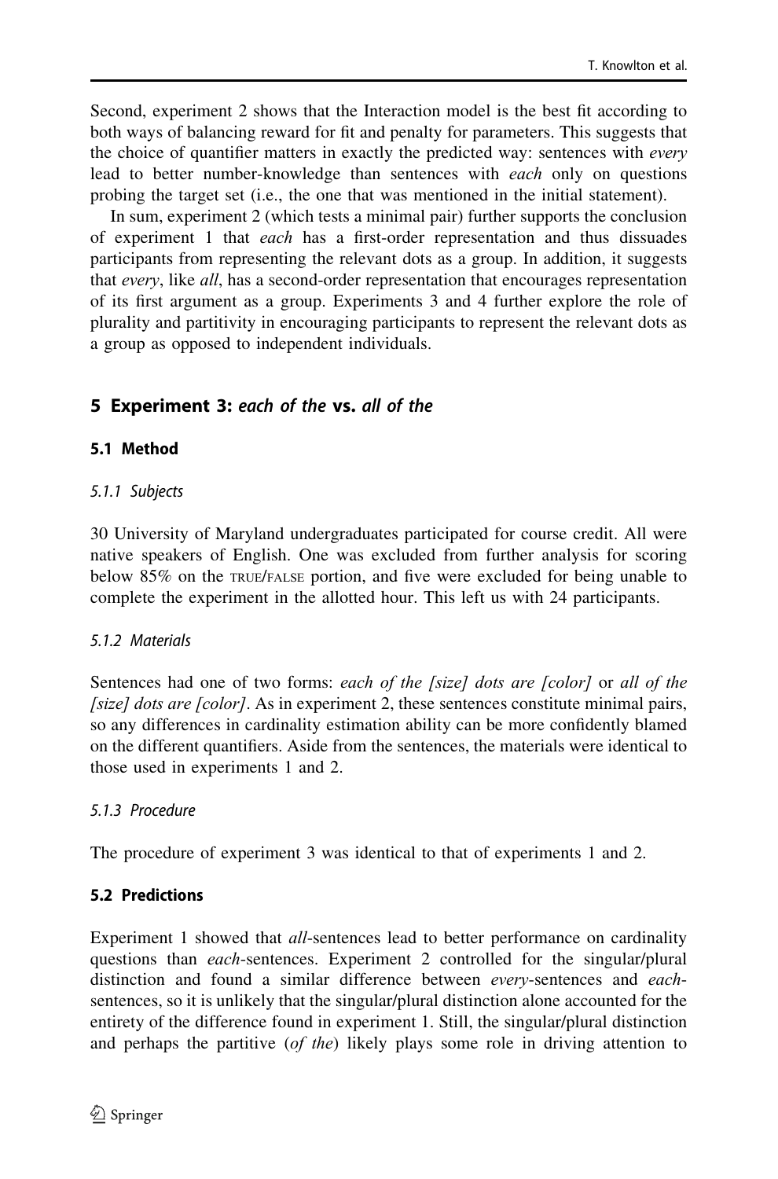Second, experiment 2 shows that the Interaction model is the best fit according to both ways of balancing reward for fit and penalty for parameters. This suggests that the choice of quantifier matters in exactly the predicted way: sentences with *every* lead to better number-knowledge than sentences with *each* only on questions probing the target set (i.e., the one that was mentioned in the initial statement).

In sum, experiment 2 (which tests a minimal pair) further supports the conclusion of experiment 1 that *each* has a first-order representation and thus dissuades participants from representing the relevant dots as a group. In addition, it suggests that *every*, like *all*, has a second-order representation that encourages representation of its first argument as a group. Experiments 3 and 4 further explore the role of plurality and partitivity in encouraging participants to represent the relevant dots as a group as opposed to independent individuals.

## 5 Experiment 3: *each of the* vs. *all of the*

### 5.1 Method

#### 5.1.1 Subjects

30 University of Maryland undergraduates participated for course credit. All were native speakers of English. One was excluded from further analysis for scoring below 85% on the TRUE/FALSE portion, and five were excluded for being unable to complete the experiment in the allotted hour. This left us with 24 participants.

#### 5.1.2 Materials

Sentences had one of two forms: *each of the [size] dots are [color]* or *all of the [size] dots are [color]*. As in experiment 2, these sentences constitute minimal pairs, so any differences in cardinality estimation ability can be more confidently blamed on the different quantifiers. Aside from the sentences, the materials were identical to those used in experiments 1 and 2.

#### 5.1.3 Procedure

The procedure of experiment 3 was identical to that of experiments 1 and 2.

### 5.2 Predictions

Experiment 1 showed that *all*-sentences lead to better performance on cardinality questions than *each*-sentences. Experiment 2 controlled for the singular/plural distinction and found a similar difference between *every*-sentences and *each*-sentences, so it is unlikely that the singular/plural distinction alone accounted for the entirety of the difference found in experiment 1. Still, the singular/plural distinction and perhaps the partitive (*of the*) likely plays some role in driving attention to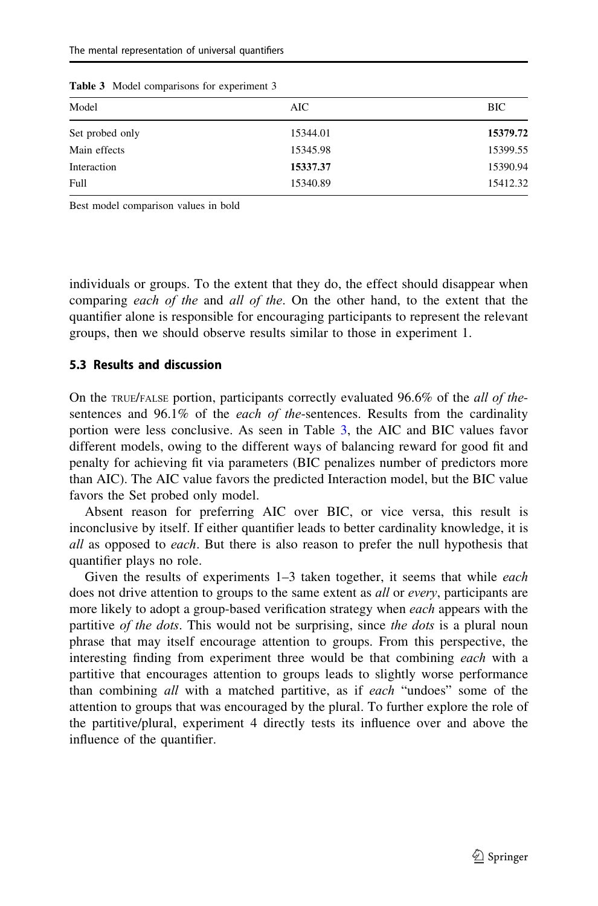**Table 3** Model comparisons for experiment 3

| Model | AIC | BIC |
|---|---|---|
| Set probed only | 15344.01 | **15379.72** |
| Main effects | 15345.98 | 15399.55 |
| Interaction | **15337.37** | 15390.94 |
| Full | 15340.89 | 15412.32 |

Best model comparison values in bold

individuals or groups. To the extent that they do, the effect should disappear when comparing *each of the* and *all of the*. On the other hand, to the extent that the quantifier alone is responsible for encouraging participants to represent the relevant groups, then we should observe results similar to those in experiment 1.

### 5.3 Results and discussion

On the TRUE/FALSE portion, participants correctly evaluated 96.6% of the *all of the*-sentences and 96.1% of the *each of the*-sentences. Results from the cardinality portion were less conclusive. As seen in Table 3, the AIC and BIC values favor different models, owing to the different ways of balancing reward for good fit and penalty for achieving fit via parameters (BIC penalizes number of predictors more than AIC). The AIC value favors the predicted Interaction model, but the BIC value favors the Set probed only model.

Absent reason for preferring AIC over BIC, or vice versa, this result is inconclusive by itself. If either quantifier leads to better cardinality knowledge, it is *all* as opposed to *each*. But there is also reason to prefer the null hypothesis that quantifier plays no role.

Given the results of experiments 1–3 taken together, it seems that while *each* does not drive attention to groups to the same extent as *all* or *every*, participants are more likely to adopt a group-based verification strategy when *each* appears with the partitive *of the dots*. This would not be surprising, since *the dots* is a plural noun phrase that may itself encourage attention to groups. From this perspective, the interesting finding from experiment three would be that combining *each* with a partitive that encourages attention to groups leads to slightly worse performance than combining *all* with a matched partitive, as if *each* "undoes" some of the attention to groups that was encouraged by the plural. To further explore the role of the partitive/plural, experiment 4 directly tests its influence over and above the influence of the quantifier.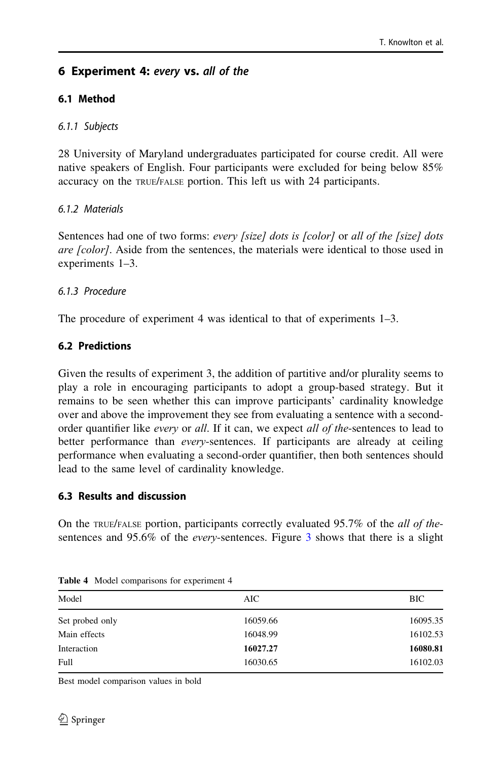## 6 Experiment 4: *every* vs. *all of the*

### 6.1 Method

#### 6.1.1 Subjects

28 University of Maryland undergraduates participated for course credit. All were native speakers of English. Four participants were excluded for being below 85% accuracy on the TRUE/FALSE portion. This left us with 24 participants.

#### 6.1.2 Materials

Sentences had one of two forms: *every [size] dots is [color]* or *all of the [size] dots are [color]*. Aside from the sentences, the materials were identical to those used in experiments 1–3.

#### 6.1.3 Procedure

The procedure of experiment 4 was identical to that of experiments 1–3.

### 6.2 Predictions

Given the results of experiment 3, the addition of partitive and/or plurality seems to play a role in encouraging participants to adopt a group-based strategy. But it remains to be seen whether this can improve participants' cardinality knowledge over and above the improvement they see from evaluating a sentence with a second-order quantifier like *every* or *all*. If it can, we expect *all of the*-sentences to lead to better performance than *every*-sentences. If participants are already at ceiling performance when evaluating a second-order quantifier, then both sentences should lead to the same level of cardinality knowledge.

### 6.3 Results and discussion

On the TRUE/FALSE portion, participants correctly evaluated 95.7% of the *all of the*-sentences and 95.6% of the *every*-sentences. Figure 3 shows that there is a slight

**Table 4** Model comparisons for experiment 4

| Model | AIC | BIC |
|---|---|---|
| Set probed only | 16059.66 | 16095.35 |
| Main effects | 16048.99 | 16102.53 |
| Interaction | **16027.27** | **16080.81** |
| Full | 16030.65 | 16102.03 |

Best model comparison values in bold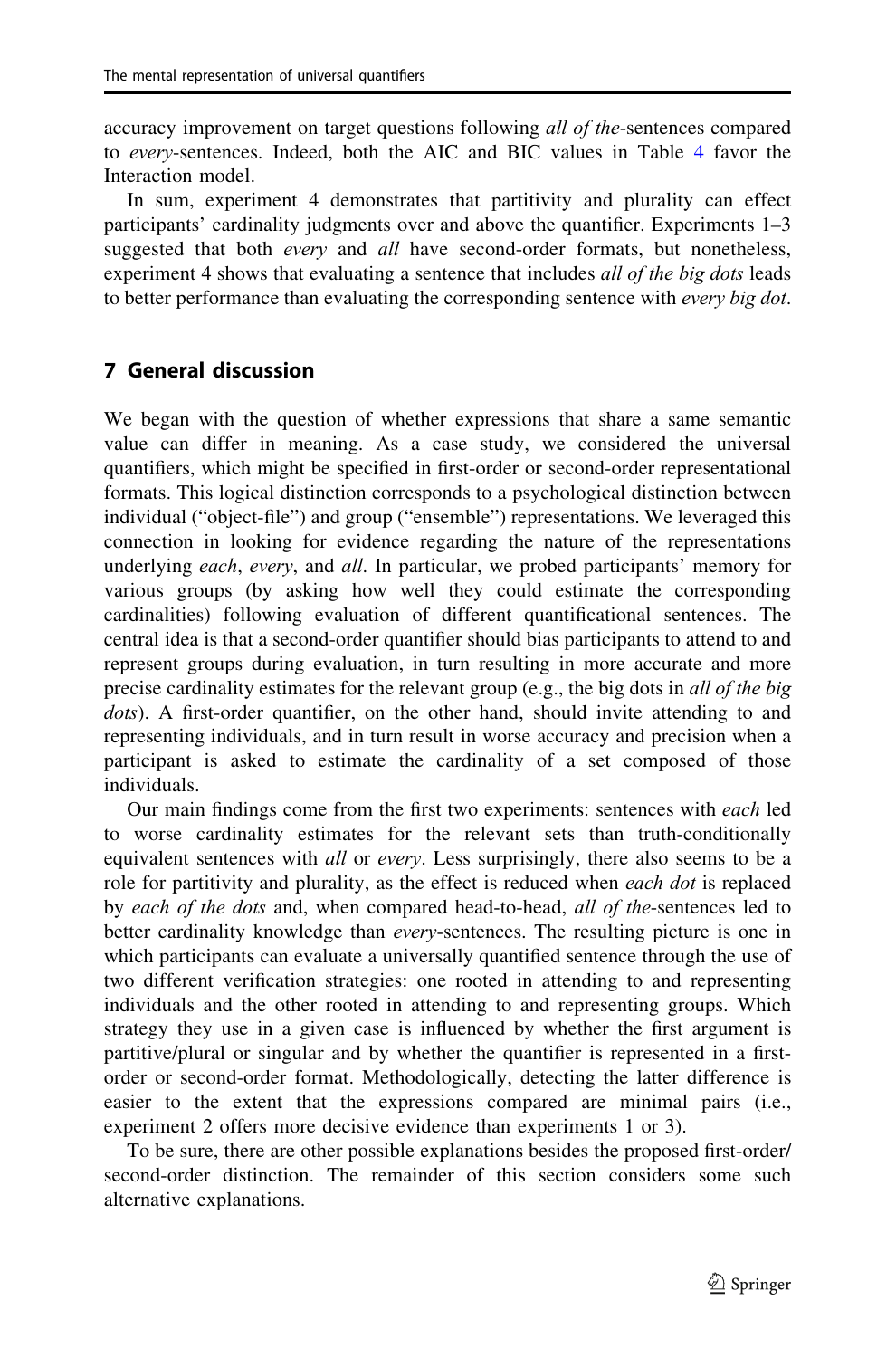accuracy improvement on target questions following *all of the*-sentences compared to *every*-sentences. Indeed, both the AIC and BIC values in Table 4 favor the Interaction model.

In sum, experiment 4 demonstrates that partitivity and plurality can effect participants' cardinality judgments over and above the quantifier. Experiments 1–3 suggested that both *every* and *all* have second-order formats, but nonetheless, experiment 4 shows that evaluating a sentence that includes *all of the big dots* leads to better performance than evaluating the corresponding sentence with *every big dot*.

## 7 General discussion

We began with the question of whether expressions that share a same semantic value can differ in meaning. As a case study, we considered the universal quantifiers, which might be specified in first-order or second-order representational formats. This logical distinction corresponds to a psychological distinction between individual ("object-file") and group ("ensemble") representations. We leveraged this connection in looking for evidence regarding the nature of the representations underlying *each*, *every*, and *all*. In particular, we probed participants' memory for various groups (by asking how well they could estimate the corresponding cardinalities) following evaluation of different quantificational sentences. The central idea is that a second-order quantifier should bias participants to attend to and represent groups during evaluation, in turn resulting in more accurate and more precise cardinality estimates for the relevant group (e.g., the big dots in *all of the big dots*). A first-order quantifier, on the other hand, should invite attending to and representing individuals, and in turn result in worse accuracy and precision when a participant is asked to estimate the cardinality of a set composed of those individuals.

Our main findings come from the first two experiments: sentences with *each* led to worse cardinality estimates for the relevant sets than truth-conditionally equivalent sentences with *all* or *every*. Less surprisingly, there also seems to be a role for partitivity and plurality, as the effect is reduced when *each dot* is replaced by *each of the dots* and, when compared head-to-head, *all of the*-sentences led to better cardinality knowledge than *every*-sentences. The resulting picture is one in which participants can evaluate a universally quantified sentence through the use of two different verification strategies: one rooted in attending to and representing individuals and the other rooted in attending to and representing groups. Which strategy they use in a given case is influenced by whether the first argument is partitive/plural or singular and by whether the quantifier is represented in a first-order or second-order format. Methodologically, detecting the latter difference is easier to the extent that the expressions compared are minimal pairs (i.e., experiment 2 offers more decisive evidence than experiments 1 or 3).

To be sure, there are other possible explanations besides the proposed first-order/second-order distinction. The remainder of this section considers some such alternative explanations.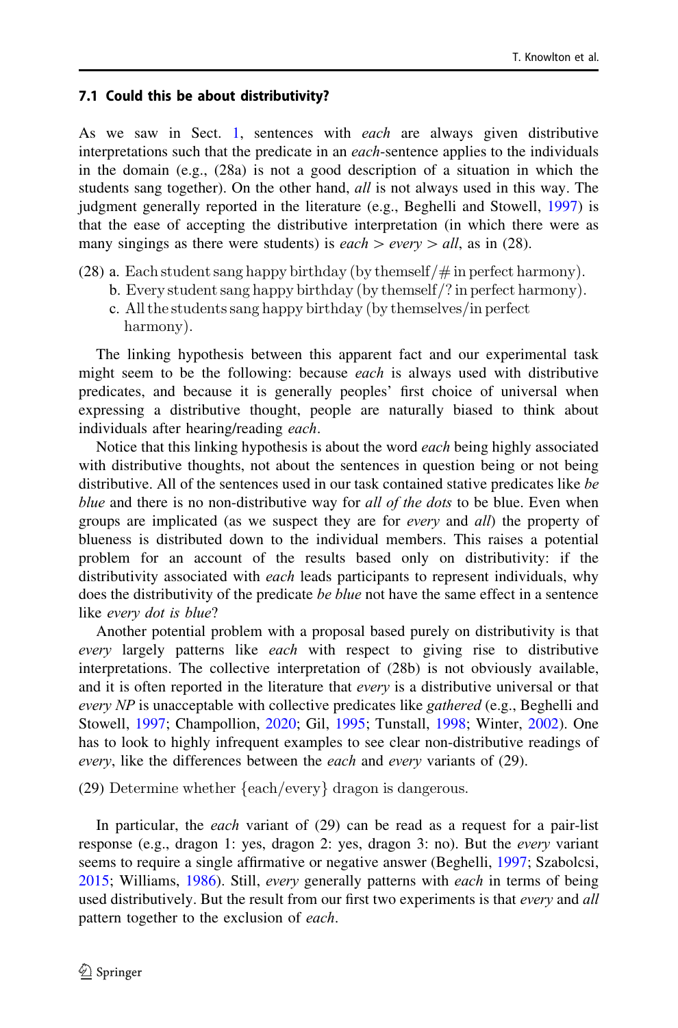### 7.1 Could this be about distributivity?

As we saw in Sect. 1, sentences with *each* are always given distributive interpretations such that the predicate in an *each*-sentence applies to the individuals in the domain (e.g., (28a) is not a good description of a situation in which the students sang together). On the other hand, *all* is not always used in this way. The judgment generally reported in the literature (e.g., Beghelli and Stowell, 1997) is that the ease of accepting the distributive interpretation (in which there were as many singings as there were students) is *each* > *every* > *all*, as in (28).

(28) a. Each student sang happy birthday (by themself/# in perfect harmony).
 b. Every student sang happy birthday (by themself/? in perfect harmony).
 c. All the students sang happy birthday (by themselves/in perfect harmony).

The linking hypothesis between this apparent fact and our experimental task might seem to be the following: because *each* is always used with distributive predicates, and because it is generally peoples' first choice of universal when expressing a distributive thought, people are naturally biased to think about individuals after hearing/reading *each*.

Notice that this linking hypothesis is about the word *each* being highly associated with distributive thoughts, not about the sentences in question being or not being distributive. All of the sentences used in our task contained stative predicates like *be blue* and there is no non-distributive way for *all of the dots* to be blue. Even when groups are implicated (as we suspect they are for *every* and *all*) the property of blueness is distributed down to the individual members. This raises a potential problem for an account of the results based only on distributivity: if the distributivity associated with *each* leads participants to represent individuals, why does the distributivity of the predicate *be blue* not have the same effect in a sentence like *every dot is blue*?

Another potential problem with a proposal based purely on distributivity is that *every* largely patterns like *each* with respect to giving rise to distributive interpretations. The collective interpretation of (28b) is not obviously available, and it is often reported in the literature that *every* is a distributive universal or that *every NP* is unacceptable with collective predicates like *gathered* (e.g., Beghelli and Stowell, 1997; Champollion, 2020; Gil, 1995; Tunstall, 1998; Winter, 2002). One has to look to highly infrequent examples to see clear non-distributive readings of *every*, like the differences between the *each* and *every* variants of (29).

(29) Determine whether {each/every} dragon is dangerous.

In particular, the *each* variant of (29) can be read as a request for a pair-list response (e.g., dragon 1: yes, dragon 2: yes, dragon 3: no). But the *every* variant seems to require a single affirmative or negative answer (Beghelli, 1997; Szabolcsi, 2015; Williams, 1986). Still, *every* generally patterns with *each* in terms of being used distributively. But the result from our first two experiments is that *every* and *all* pattern together to the exclusion of *each*.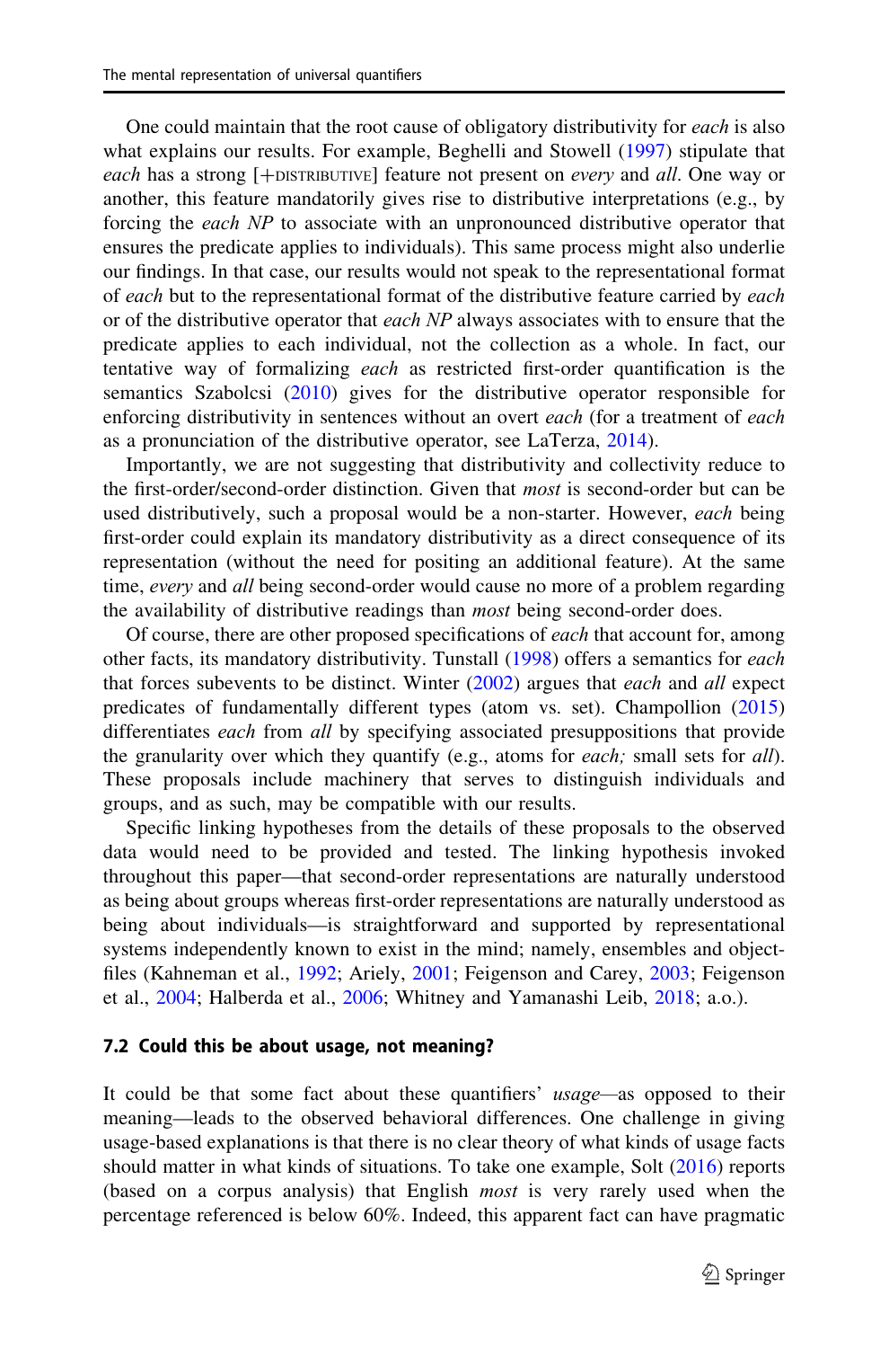One could maintain that the root cause of obligatory distributivity for *each* is also what explains our results. For example, Beghelli and Stowell (1997) stipulate that *each* has a strong [+DISTRIBUTIVE] feature not present on *every* and *all*. One way or another, this feature mandatorily gives rise to distributive interpretations (e.g., by forcing the *each NP* to associate with an unpronounced distributive operator that ensures the predicate applies to individuals). This same process might also underlie our findings. In that case, our results would not speak to the representational format of *each* but to the representational format of the distributive feature carried by *each* or of the distributive operator that *each NP* always associates with to ensure that the predicate applies to each individual, not the collection as a whole. In fact, our tentative way of formalizing *each* as restricted first-order quantification is the semantics Szabolcsi (2010) gives for the distributive operator responsible for enforcing distributivity in sentences without an overt *each* (for a treatment of *each* as a pronunciation of the distributive operator, see LaTerza, 2014).

Importantly, we are not suggesting that distributivity and collectivity reduce to the first-order/second-order distinction. Given that *most* is second-order but can be used distributively, such a proposal would be a non-starter. However, *each* being first-order could explain its mandatory distributivity as a direct consequence of its representation (without the need for positing an additional feature). At the same time, *every* and *all* being second-order would cause no more of a problem regarding the availability of distributive readings than *most* being second-order does.

Of course, there are other proposed specifications of *each* that account for, among other facts, its mandatory distributivity. Tunstall (1998) offers a semantics for *each* that forces subevents to be distinct. Winter (2002) argues that *each* and *all* expect predicates of fundamentally different types (atom vs. set). Champollion (2015) differentiates *each* from *all* by specifying associated presuppositions that provide the granularity over which they quantify (e.g., atoms for *each;* small sets for *all*). These proposals include machinery that serves to distinguish individuals and groups, and as such, may be compatible with our results.

Specific linking hypotheses from the details of these proposals to the observed data would need to be provided and tested. The linking hypothesis invoked throughout this paper—that second-order representations are naturally understood as being about groups whereas first-order representations are naturally understood as being about individuals—is straightforward and supported by representational systems independently known to exist in the mind; namely, ensembles and object-files (Kahneman et al., 1992; Ariely, 2001; Feigenson and Carey, 2003; Feigenson et al., 2004; Halberda et al., 2006; Whitney and Yamanashi Leib, 2018; a.o.).

### 7.2 Could this be about usage, not meaning?

It could be that some fact about these quantifiers' *usage*—as opposed to their meaning—leads to the observed behavioral differences. One challenge in giving usage-based explanations is that there is no clear theory of what kinds of usage facts should matter in what kinds of situations. To take one example, Solt (2016) reports (based on a corpus analysis) that English *most* is very rarely used when the percentage referenced is below 60%. Indeed, this apparent fact can have pragmatic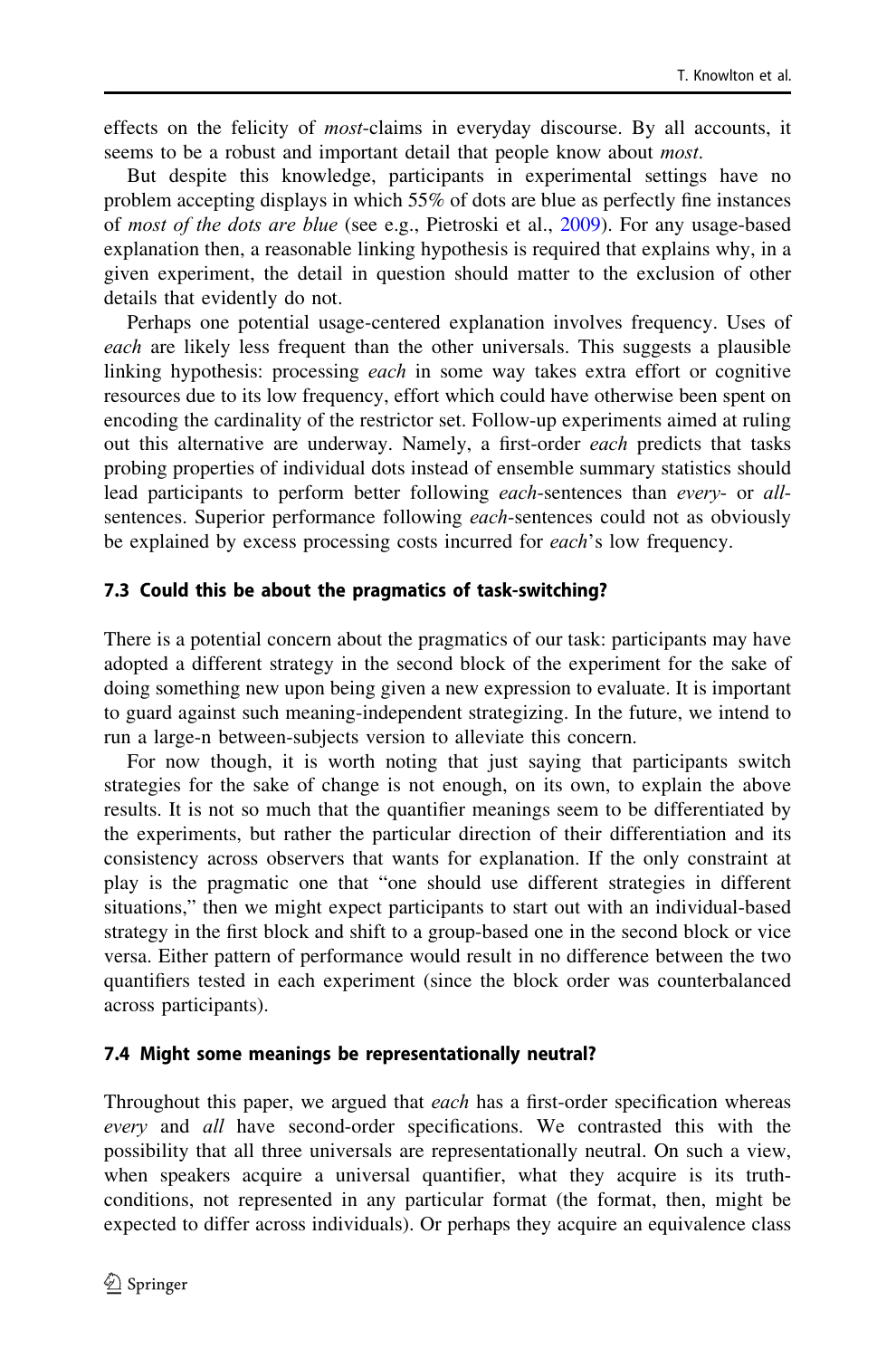effects on the felicity of *most*-claims in everyday discourse. By all accounts, it seems to be a robust and important detail that people know about *most*.

But despite this knowledge, participants in experimental settings have no problem accepting displays in which 55% of dots are blue as perfectly fine instances of *most of the dots are blue* (see e.g., Pietroski et al., 2009). For any usage-based explanation then, a reasonable linking hypothesis is required that explains why, in a given experiment, the detail in question should matter to the exclusion of other details that evidently do not.

Perhaps one potential usage-centered explanation involves frequency. Uses of *each* are likely less frequent than the other universals. This suggests a plausible linking hypothesis: processing *each* in some way takes extra effort or cognitive resources due to its low frequency, effort which could have otherwise been spent on encoding the cardinality of the restrictor set. Follow-up experiments aimed at ruling out this alternative are underway. Namely, a first-order *each* predicts that tasks probing properties of individual dots instead of ensemble summary statistics should lead participants to perform better following *each*-sentences than *every*- or *all*-sentences. Superior performance following *each*-sentences could not as obviously be explained by excess processing costs incurred for *each*'s low frequency.

### 7.3 Could this be about the pragmatics of task-switching?

There is a potential concern about the pragmatics of our task: participants may have adopted a different strategy in the second block of the experiment for the sake of doing something new upon being given a new expression to evaluate. It is important to guard against such meaning-independent strategizing. In the future, we intend to run a large-n between-subjects version to alleviate this concern.

For now though, it is worth noting that just saying that participants switch strategies for the sake of change is not enough, on its own, to explain the above results. It is not so much that the quantifier meanings seem to be differentiated by the experiments, but rather the particular direction of their differentiation and its consistency across observers that wants for explanation. If the only constraint at play is the pragmatic one that "one should use different strategies in different situations," then we might expect participants to start out with an individual-based strategy in the first block and shift to a group-based one in the second block or vice versa. Either pattern of performance would result in no difference between the two quantifiers tested in each experiment (since the block order was counterbalanced across participants).

### 7.4 Might some meanings be representationally neutral?

Throughout this paper, we argued that *each* has a first-order specification whereas *every* and *all* have second-order specifications. We contrasted this with the possibility that all three universals are representationally neutral. On such a view, when speakers acquire a universal quantifier, what they acquire is its truth-conditions, not represented in any particular format (the format, then, might be expected to differ across individuals). Or perhaps they acquire an equivalence class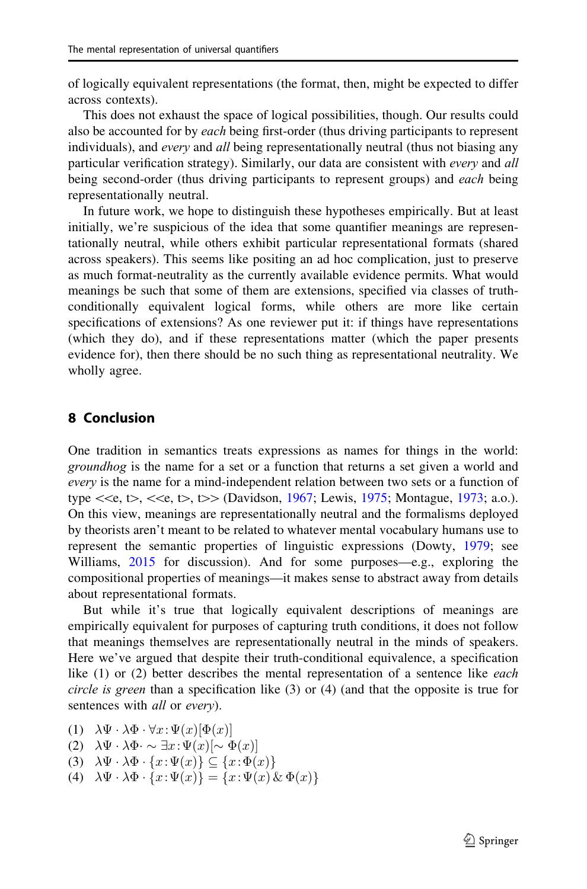of logically equivalent representations (the format, then, might be expected to differ across contexts).

This does not exhaust the space of logical possibilities, though. Our results could also be accounted for by *each* being first-order (thus driving participants to represent individuals), and *every* and *all* being representationally neutral (thus not biasing any particular verification strategy). Similarly, our data are consistent with *every* and *all* being second-order (thus driving participants to represent groups) and *each* being representationally neutral.

In future work, we hope to distinguish these hypotheses empirically. But at least initially, we're suspicious of the idea that some quantifier meanings are representationally neutral, while others exhibit particular representational formats (shared across speakers). This seems like positing an ad hoc complication, just to preserve as much format-neutrality as the currently available evidence permits. What would meanings be such that some of them are extensions, specified via classes of truth-conditionally equivalent logical forms, while others are more like certain specifications of extensions? As one reviewer put it: if things have representations (which they do), and if these representations matter (which the paper presents evidence for), then there should be no such thing as representational neutrality. We wholly agree.

## 8 Conclusion

One tradition in semantics treats expressions as names for things in the world: *groundhog* is the name for a set or a function that returns a set given a world and *every* is the name for a mind-independent relation between two sets or a function of type <<e, t>, <<e, t>, t>> (Davidson, 1967; Lewis, 1975; Montague, 1973; a.o.). On this view, meanings are representationally neutral and the formalisms deployed by theorists aren't meant to be related to whatever mental vocabulary humans use to represent the semantic properties of linguistic expressions (Dowty, 1979; see Williams, 2015 for discussion). And for some purposes—e.g., exploring the compositional properties of meanings—it makes sense to abstract away from details about representational formats.

But while it's true that logically equivalent descriptions of meanings are empirically equivalent for purposes of capturing truth conditions, it does not follow that meanings themselves are representationally neutral in the minds of speakers. Here we've argued that despite their truth-conditional equivalence, a specification like (1) or (2) better describes the mental representation of a sentence like *each circle is green* than a specification like (3) or (4) (and that the opposite is true for sentences with *all* or *every*).

(1) $\lambda\Psi \cdot \lambda\Phi \cdot \forall x{:}\Psi(x)[\Phi(x)]$

(2) $\lambda\Psi \cdot \lambda\Phi \cdot \sim \exists x{:}\Psi(x)[\sim \Phi(x)]$

(3) $\lambda\Psi \cdot \lambda\Phi \cdot \{x{:}\Psi(x)\} \subseteq \{x{:}\Phi(x)\}$

(4) $\lambda\Psi \cdot \lambda\Phi \cdot \{x{:}\Psi(x)\} = \{x{:}\Psi(x)\,\&\,\Phi(x)\}$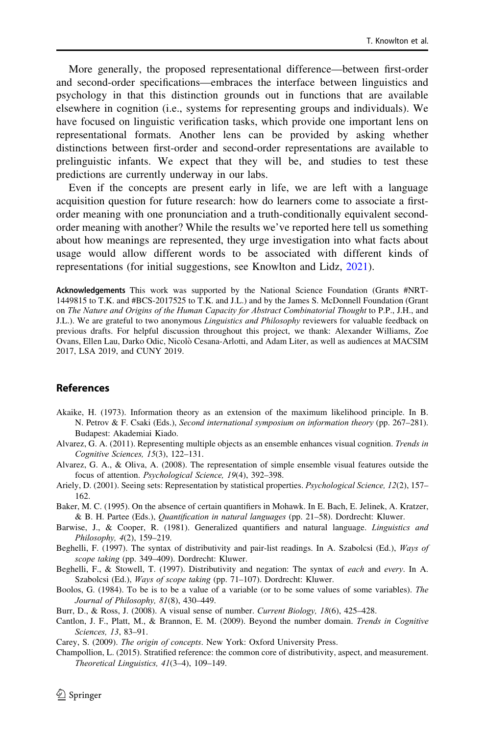More generally, the proposed representational difference—between first-order and second-order specifications—embraces the interface between linguistics and psychology in that this distinction grounds out in functions that are available elsewhere in cognition (i.e., systems for representing groups and individuals). We have focused on linguistic verification tasks, which provide one important lens on representational formats. Another lens can be provided by asking whether distinctions between first-order and second-order representations are available to prelinguistic infants. We expect that they will be, and studies to test these predictions are currently underway in our labs.

Even if the concepts are present early in life, we are left with a language acquisition question for future research: how do learners come to associate a first-order meaning with one pronunciation and a truth-conditionally equivalent second-order meaning with another? While the results we've reported here tell us something about how meanings are represented, they urge investigation into what facts about usage would allow different words to be associated with different kinds of representations (for initial suggestions, see Knowlton and Lidz, 2021).

**Acknowledgements** This work was supported by the National Science Foundation (Grants #NRT-1449815 to T.K. and #BCS-2017525 to T.K. and J.L.) and by the James S. McDonnell Foundation (Grant on *The Nature and Origins of the Human Capacity for Abstract Combinatorial Thought* to P.P., J.H., and J.L.). We are grateful to two anonymous *Linguistics and Philosophy* reviewers for valuable feedback on previous drafts. For helpful discussion throughout this project, we thank: Alexander Williams, Zoe Ovans, Ellen Lau, Darko Odic, Nicolò Cesana-Arlotti, and Adam Liter, as well as audiences at MACSIM 2017, LSA 2019, and CUNY 2019.

## References

Akaike, H. (1973). Information theory as an extension of the maximum likelihood principle. In B. N. Petrov & F. Csaki (Eds.), *Second international symposium on information theory* (pp. 267–281). Budapest: Akademiai Kiado.

Alvarez, G. A. (2011). Representing multiple objects as an ensemble enhances visual cognition. *Trends in Cognitive Sciences, 15*(3), 122–131.

Alvarez, G. A., & Oliva, A. (2008). The representation of simple ensemble visual features outside the focus of attention. *Psychological Science, 19*(4), 392–398.

Ariely, D. (2001). Seeing sets: Representation by statistical properties. *Psychological Science, 12*(2), 157–162.

Baker, M. C. (1995). On the absence of certain quantifiers in Mohawk. In E. Bach, E. Jelinek, A. Kratzer, & B. H. Partee (Eds.), *Quantification in natural languages* (pp. 21–58). Dordrecht: Kluwer.

Barwise, J., & Cooper, R. (1981). Generalized quantifiers and natural language. *Linguistics and Philosophy, 4*(2), 159–219.

Beghelli, F. (1997). The syntax of distributivity and pair-list readings. In A. Szabolcsi (Ed.), *Ways of scope taking* (pp. 349–409). Dordrecht: Kluwer.

Beghelli, F., & Stowell, T. (1997). Distributivity and negation: The syntax of *each* and *every*. In A. Szabolcsi (Ed.), *Ways of scope taking* (pp. 71–107). Dordrecht: Kluwer.

Boolos, G. (1984). To be is to be a value of a variable (or to be some values of some variables). *The Journal of Philosophy, 81*(8), 430–449.

Burr, D., & Ross, J. (2008). A visual sense of number. *Current Biology, 18*(6), 425–428.

Cantlon, J. F., Platt, M., & Brannon, E. M. (2009). Beyond the number domain. *Trends in Cognitive Sciences, 13*, 83–91.

Carey, S. (2009). *The origin of concepts*. New York: Oxford University Press.

Champollion, L. (2015). Stratified reference: the common core of distributivity, aspect, and measurement. *Theoretical Linguistics, 41*(3–4), 109–149.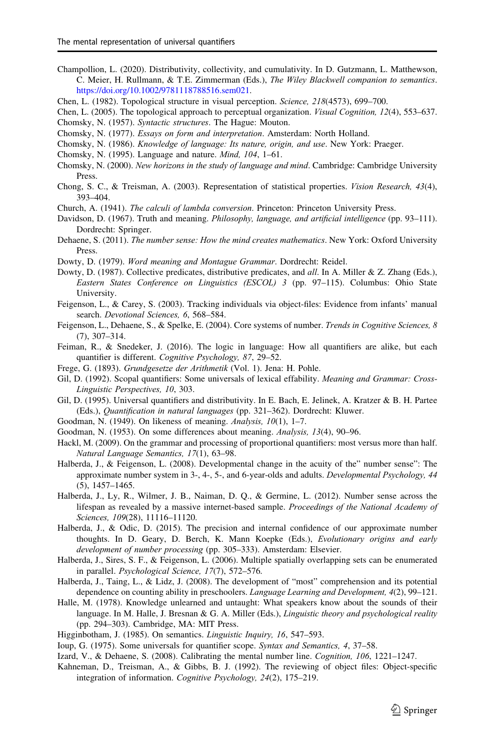Champollion, L. (2020). Distributivity, collectivity, and cumulativity. In D. Gutzmann, L. Matthewson, C. Meier, H. Rullmann, & T.E. Zimmerman (Eds.), *The Wiley Blackwell companion to semantics*. https://doi.org/10.1002/9781118788516.sem021.

Chen, L. (1982). Topological structure in visual perception. *Science, 218*(4573), 699–700.

Chen, L. (2005). The topological approach to perceptual organization. *Visual Cognition, 12*(4), 553–637.

Chomsky, N. (1957). *Syntactic structures*. The Hague: Mouton.

Chomsky, N. (1977). *Essays on form and interpretation*. Amsterdam: North Holland.

Chomsky, N. (1986). *Knowledge of language: Its nature, origin, and use*. New York: Praeger.

Chomsky, N. (1995). Language and nature. *Mind, 104*, 1–61.

Chomsky, N. (2000). *New horizons in the study of language and mind*. Cambridge: Cambridge University Press.

Chong, S. C., & Treisman, A. (2003). Representation of statistical properties. *Vision Research, 43*(4), 393–404.

Church, A. (1941). *The calculi of lambda conversion*. Princeton: Princeton University Press.

Davidson, D. (1967). Truth and meaning. *Philosophy, language, and artificial intelligence* (pp. 93–111). Dordrecht: Springer.

Dehaene, S. (2011). *The number sense: How the mind creates mathematics*. New York: Oxford University Press.

Dowty, D. (1979). *Word meaning and Montague Grammar*. Dordrecht: Reidel.

Dowty, D. (1987). Collective predicates, distributive predicates, and *all*. In A. Miller & Z. Zhang (Eds.), *Eastern States Conference on Linguistics (ESCOL) 3* (pp. 97–115). Columbus: Ohio State University.

Feigenson, L., & Carey, S. (2003). Tracking individuals via object-files: Evidence from infants' manual search. *Devotional Sciences, 6*, 568–584.

Feigenson, L., Dehaene, S., & Spelke, E. (2004). Core systems of number. *Trends in Cognitive Sciences, 8* (7), 307–314.

Feiman, R., & Snedeker, J. (2016). The logic in language: How all quantifiers are alike, but each quantifier is different. *Cognitive Psychology, 87*, 29–52.

Frege, G. (1893). *Grundgesetze der Arithmetik* (Vol. 1). Jena: H. Pohle.

Gil, D. (1992). Scopal quantifiers: Some universals of lexical effability. *Meaning and Grammar: Cross-Linguistic Perspectives, 10*, 303.

Gil, D. (1995). Universal quantifiers and distributivity. In E. Bach, E. Jelinek, A. Kratzer & B. H. Partee (Eds.), *Quantification in natural languages* (pp. 321–362). Dordrecht: Kluwer.

Goodman, N. (1949). On likeness of meaning. *Analysis, 10*(1), 1–7.

Goodman, N. (1953). On some differences about meaning. *Analysis, 13*(4), 90–96.

Hackl, M. (2009). On the grammar and processing of proportional quantifiers: most versus more than half. *Natural Language Semantics, 17*(1), 63–98.

Halberda, J., & Feigenson, L. (2008). Developmental change in the acuity of the" number sense": The approximate number system in 3-, 4-, 5-, and 6-year-olds and adults. *Developmental Psychology, 44* (5), 1457–1465.

Halberda, J., Ly, R., Wilmer, J. B., Naiman, D. Q., & Germine, L. (2012). Number sense across the lifespan as revealed by a massive internet-based sample. *Proceedings of the National Academy of Sciences, 109*(28), 11116–11120.

Halberda, J., & Odic, D. (2015). The precision and internal confidence of our approximate number thoughts. In D. Geary, D. Berch, K. Mann Koepke (Eds.), *Evolutionary origins and early development of number processing* (pp. 305–333). Amsterdam: Elsevier.

Halberda, J., Sires, S. F., & Feigenson, L. (2006). Multiple spatially overlapping sets can be enumerated in parallel. *Psychological Science, 17*(7), 572–576.

Halberda, J., Taing, L., & Lidz, J. (2008). The development of "most" comprehension and its potential dependence on counting ability in preschoolers. *Language Learning and Development, 4*(2), 99–121.

Halle, M. (1978). Knowledge unlearned and untaught: What speakers know about the sounds of their language. In M. Halle, J. Bresnan & G. A. Miller (Eds.), *Linguistic theory and psychological reality* (pp. 294–303). Cambridge, MA: MIT Press.

Higginbotham, J. (1985). On semantics. *Linguistic Inquiry, 16*, 547–593.

Ioup, G. (1975). Some universals for quantifier scope. *Syntax and Semantics, 4*, 37–58.

Izard, V., & Dehaene, S. (2008). Calibrating the mental number line. *Cognition, 106*, 1221–1247.

Kahneman, D., Treisman, A., & Gibbs, B. J. (1992). The reviewing of object files: Object-specific integration of information. *Cognitive Psychology, 24*(2), 175–219.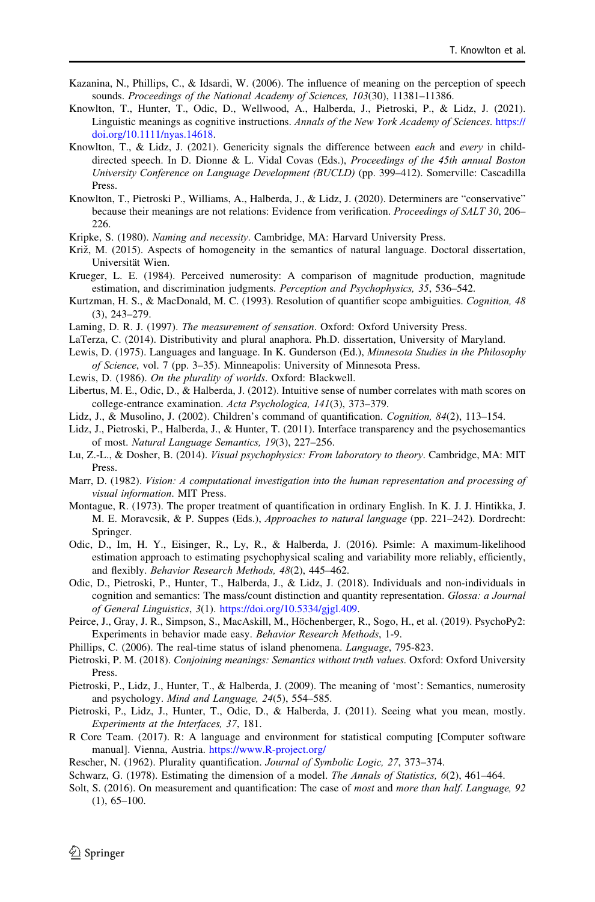Kazanina, N., Phillips, C., & Idsardi, W. (2006). The influence of meaning on the perception of speech sounds. *Proceedings of the National Academy of Sciences, 103*(30), 11381–11386.

Knowlton, T., Hunter, T., Odic, D., Wellwood, A., Halberda, J., Pietroski, P., & Lidz, J. (2021). Linguistic meanings as cognitive instructions. *Annals of the New York Academy of Sciences*. https://doi.org/10.1111/nyas.14618.

Knowlton, T., & Lidz, J. (2021). Genericity signals the difference between *each* and *every* in child-directed speech. In D. Dionne & L. Vidal Covas (Eds.), *Proceedings of the 45th annual Boston University Conference on Language Development (BUCLD)* (pp. 399–412). Somerville: Cascadilla Press.

Knowlton, T., Pietroski P., Williams, A., Halberda, J., & Lidz, J. (2020). Determiners are "conservative" because their meanings are not relations: Evidence from verification. *Proceedings of SALT 30*, 206–226.

Kripke, S. (1980). *Naming and necessity*. Cambridge, MA: Harvard University Press.

Križ, M. (2015). Aspects of homogeneity in the semantics of natural language. Doctoral dissertation, Universität Wien.

Krueger, L. E. (1984). Perceived numerosity: A comparison of magnitude production, magnitude estimation, and discrimination judgments. *Perception and Psychophysics, 35*, 536–542.

Kurtzman, H. S., & MacDonald, M. C. (1993). Resolution of quantifier scope ambiguities. *Cognition, 48* (3), 243–279.

Laming, D. R. J. (1997). *The measurement of sensation*. Oxford: Oxford University Press.

LaTerza, C. (2014). Distributivity and plural anaphora. Ph.D. dissertation, University of Maryland.

Lewis, D. (1975). Languages and language. In K. Gunderson (Ed.), *Minnesota Studies in the Philosophy of Science*, vol. 7 (pp. 3–35). Minneapolis: University of Minnesota Press.

Lewis, D. (1986). *On the plurality of worlds*. Oxford: Blackwell.

Libertus, M. E., Odic, D., & Halberda, J. (2012). Intuitive sense of number correlates with math scores on college-entrance examination. *Acta Psychologica, 141*(3), 373–379.

Lidz, J., & Musolino, J. (2002). Children's command of quantification. *Cognition, 84*(2), 113–154.

Lidz, J., Pietroski, P., Halberda, J., & Hunter, T. (2011). Interface transparency and the psychosemantics of most. *Natural Language Semantics, 19*(3), 227–256.

Lu, Z.-L., & Dosher, B. (2014). *Visual psychophysics: From laboratory to theory*. Cambridge, MA: MIT Press.

Marr, D. (1982). *Vision: A computational investigation into the human representation and processing of visual information*. MIT Press.

Montague, R. (1973). The proper treatment of quantification in ordinary English. In K. J. J. Hintikka, J. M. E. Moravcsik, & P. Suppes (Eds.), *Approaches to natural language* (pp. 221–242). Dordrecht: Springer.

Odic, D., Im, H. Y., Eisinger, R., Ly, R., & Halberda, J. (2016). Psimle: A maximum-likelihood estimation approach to estimating psychophysical scaling and variability more reliably, efficiently, and flexibly. *Behavior Research Methods, 48*(2), 445–462.

Odic, D., Pietroski, P., Hunter, T., Halberda, J., & Lidz, J. (2018). Individuals and non-individuals in cognition and semantics: The mass/count distinction and quantity representation. *Glossa: a Journal of General Linguistics*, *3*(1). https://doi.org/10.5334/gjgl.409.

Peirce, J., Gray, J. R., Simpson, S., MacAskill, M., Höchenberger, R., Sogo, H., et al. (2019). PsychoPy2: Experiments in behavior made easy. *Behavior Research Methods*, 1-9.

Phillips, C. (2006). The real-time status of island phenomena. *Language*, 795-823.

Pietroski, P. M. (2018). *Conjoining meanings: Semantics without truth values*. Oxford: Oxford University Press.

Pietroski, P., Lidz, J., Hunter, T., & Halberda, J. (2009). The meaning of 'most': Semantics, numerosity and psychology. *Mind and Language, 24*(5), 554–585.

Pietroski, P., Lidz, J., Hunter, T., Odic, D., & Halberda, J. (2011). Seeing what you mean, mostly. *Experiments at the Interfaces, 37*, 181.

R Core Team. (2017). R: A language and environment for statistical computing [Computer software manual]. Vienna, Austria. https://www.R-project.org/

Rescher, N. (1962). Plurality quantification. *Journal of Symbolic Logic, 27*, 373–374.

Schwarz, G. (1978). Estimating the dimension of a model. *The Annals of Statistics, 6*(2), 461–464.

Solt, S. (2016). On measurement and quantification: The case of *most* and *more than half*. *Language, 92* (1), 65–100.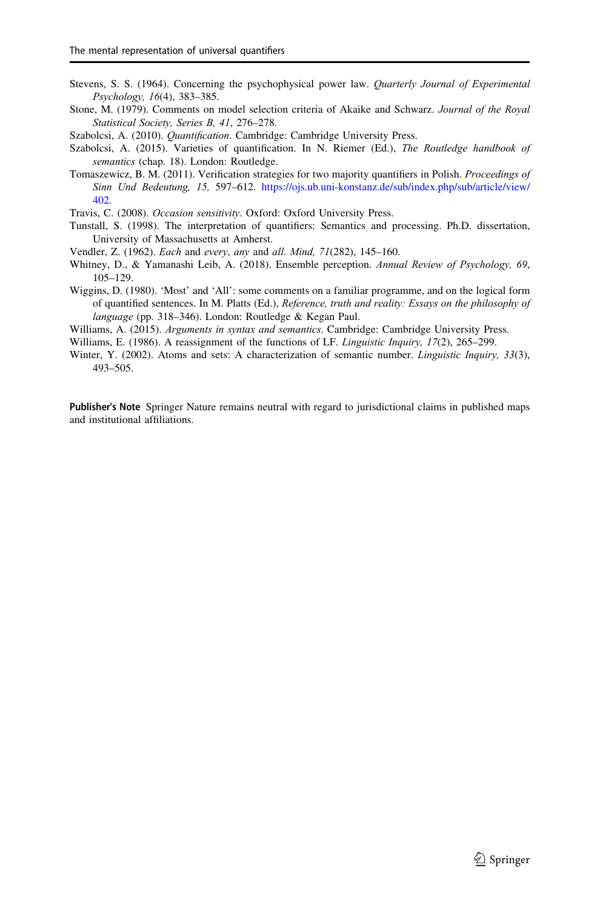Stevens, S. S. (1964). Concerning the psychophysical power law. *Quarterly Journal of Experimental Psychology, 16*(4), 383–385.

Stone, M. (1979). Comments on model selection criteria of Akaike and Schwarz. *Journal of the Royal Statistical Society, Series B, 41*, 276–278.

Szabolcsi, A. (2010). *Quantification*. Cambridge: Cambridge University Press.

Szabolcsi, A. (2015). Varieties of quantification. In N. Riemer (Ed.), *The Routledge handbook of semantics* (chap. 18). London: Routledge.

Tomaszewicz, B. M. (2011). Verification strategies for two majority quantifiers in Polish. *Proceedings of Sinn Und Bedeutung, 15,* 597–612. https://ojs.ub.uni-konstanz.de/sub/index.php/sub/article/view/402.

Travis, C. (2008). *Occasion sensitivity*. Oxford: Oxford University Press.

Tunstall, S. (1998). The interpretation of quantifiers: Semantics and processing. Ph.D. dissertation, University of Massachusetts at Amherst.

Vendler, Z. (1962). *Each* and *every*, *any* and *all*. *Mind, 71*(282), 145–160.

Whitney, D., & Yamanashi Leib, A. (2018). Ensemble perception. *Annual Review of Psychology, 69*, 105–129.

Wiggins, D. (1980). 'Most' and 'All': some comments on a familiar programme, and on the logical form of quantified sentences. In M. Platts (Ed.), *Reference, truth and reality: Essays on the philosophy of language* (pp. 318–346). London: Routledge & Kegan Paul.

Williams, A. (2015). *Arguments in syntax and semantics*. Cambridge: Cambridge University Press.

Williams, E. (1986). A reassignment of the functions of LF. *Linguistic Inquiry, 17*(2), 265–299.

Winter, Y. (2002). Atoms and sets: A characterization of semantic number. *Linguistic Inquiry, 33*(3), 493–505.

**Publisher's Note** Springer Nature remains neutral with regard to jurisdictional claims in published maps and institutional affiliations.